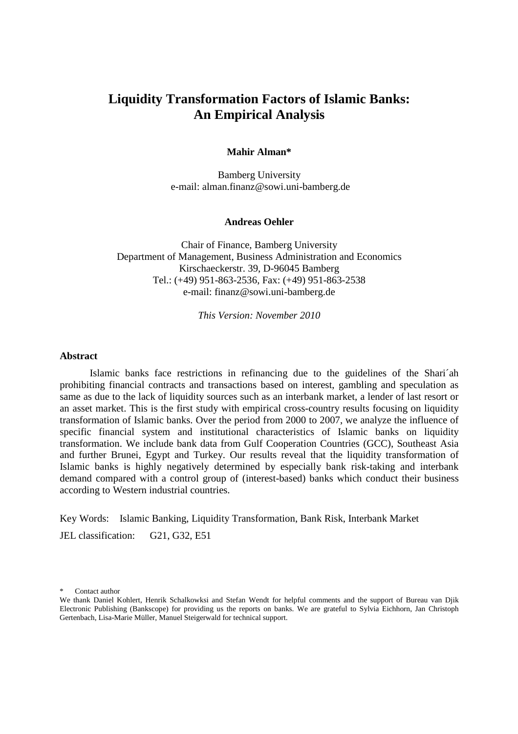# Liquidity Transformation Factors of Islamic Banks: An Empirical Analysis

**Mahir Alman***

Bamberg University
e-mail: alman.finanz@sowi.uni-bamberg.de

**Andreas Oehler**

Chair of Finance, Bamberg University
Department of Management, Business Administration and Economics
Kirschaeckerstr. 39, D-96045 Bamberg
Tel.: (+49) 951-863-2536, Fax: (+49) 951-863-2538
e-mail: finanz@sowi.uni-bamberg.de

*This Version: November 2010*

## Abstract

Islamic banks face restrictions in refinancing due to the guidelines of the Shari´ah prohibiting financial contracts and transactions based on interest, gambling and speculation as same as due to the lack of liquidity sources such as an interbank market, a lender of last resort or an asset market. This is the first study with empirical cross-country results focusing on liquidity transformation of Islamic banks. Over the period from 2000 to 2007, we analyze the influence of specific financial system and institutional characteristics of Islamic banks on liquidity transformation. We include bank data from Gulf Cooperation Countries (GCC), Southeast Asia and further Brunei, Egypt and Turkey. Our results reveal that the liquidity transformation of Islamic banks is highly negatively determined by especially bank risk-taking and interbank demand compared with a control group of (interest-based) banks which conduct their business according to Western industrial countries.

Key Words: Islamic Banking, Liquidity Transformation, Bank Risk, Interbank Market

JEL classification: G21, G32, E51

\* Contact author

We thank Daniel Kohlert, Henrik Schalkowksi and Stefan Wendt for helpful comments and the support of Bureau van Djik Electronic Publishing (Bankscope) for providing us the reports on banks. We are grateful to Sylvia Eichhorn, Jan Christoph Gertenbach, Lisa-Marie Müller, Manuel Steigerwald for technical support.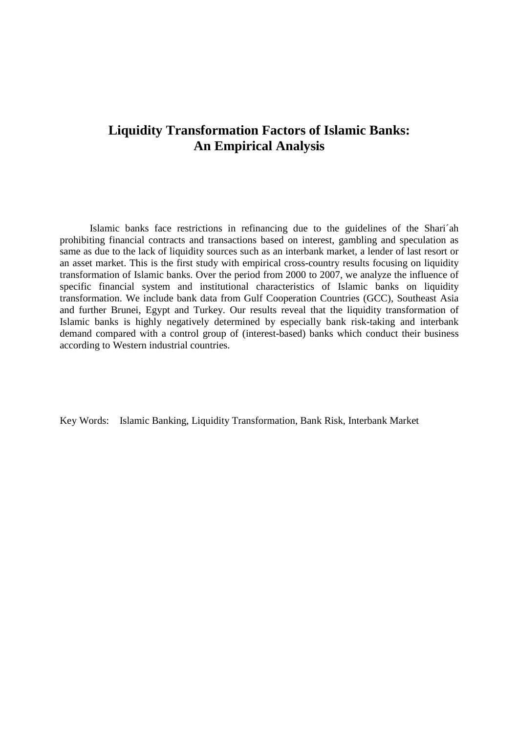# Liquidity Transformation Factors of Islamic Banks: An Empirical Analysis

Islamic banks face restrictions in refinancing due to the guidelines of the Shari´ah prohibiting financial contracts and transactions based on interest, gambling and speculation as same as due to the lack of liquidity sources such as an interbank market, a lender of last resort or an asset market. This is the first study with empirical cross-country results focusing on liquidity transformation of Islamic banks. Over the period from 2000 to 2007, we analyze the influence of specific financial system and institutional characteristics of Islamic banks on liquidity transformation. We include bank data from Gulf Cooperation Countries (GCC), Southeast Asia and further Brunei, Egypt and Turkey. Our results reveal that the liquidity transformation of Islamic banks is highly negatively determined by especially bank risk-taking and interbank demand compared with a control group of (interest-based) banks which conduct their business according to Western industrial countries.

Key Words: Islamic Banking, Liquidity Transformation, Bank Risk, Interbank Market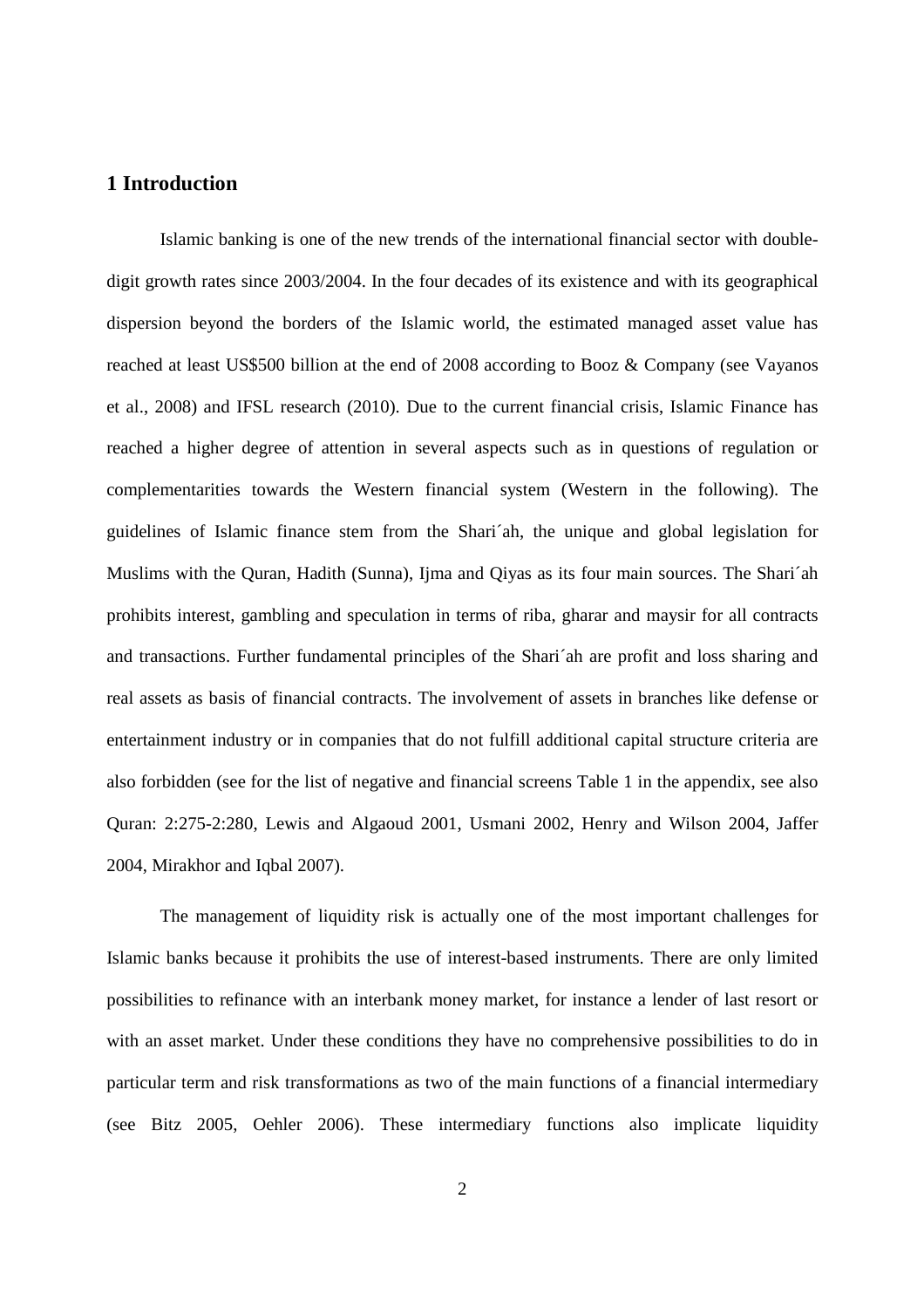## 1 Introduction

Islamic banking is one of the new trends of the international financial sector with double-digit growth rates since 2003/2004. In the four decades of its existence and with its geographical dispersion beyond the borders of the Islamic world, the estimated managed asset value has reached at least US$500 billion at the end of 2008 according to Booz & Company (see Vayanos et al., 2008) and IFSL research (2010). Due to the current financial crisis, Islamic Finance has reached a higher degree of attention in several aspects such as in questions of regulation or complementarities towards the Western financial system (Western in the following). The guidelines of Islamic finance stem from the Shari´ah, the unique and global legislation for Muslims with the Quran, Hadith (Sunna), Ijma and Qiyas as its four main sources. The Shari´ah prohibits interest, gambling and speculation in terms of riba, gharar and maysir for all contracts and transactions. Further fundamental principles of the Shari´ah are profit and loss sharing and real assets as basis of financial contracts. The involvement of assets in branches like defense or entertainment industry or in companies that do not fulfill additional capital structure criteria are also forbidden (see for the list of negative and financial screens Table 1 in the appendix, see also Quran: 2:275-2:280, Lewis and Algaoud 2001, Usmani 2002, Henry and Wilson 2004, Jaffer 2004, Mirakhor and Iqbal 2007).

The management of liquidity risk is actually one of the most important challenges for Islamic banks because it prohibits the use of interest-based instruments. There are only limited possibilities to refinance with an interbank money market, for instance a lender of last resort or with an asset market. Under these conditions they have no comprehensive possibilities to do in particular term and risk transformations as two of the main functions of a financial intermediary (see Bitz 2005, Oehler 2006). These intermediary functions also implicate liquidity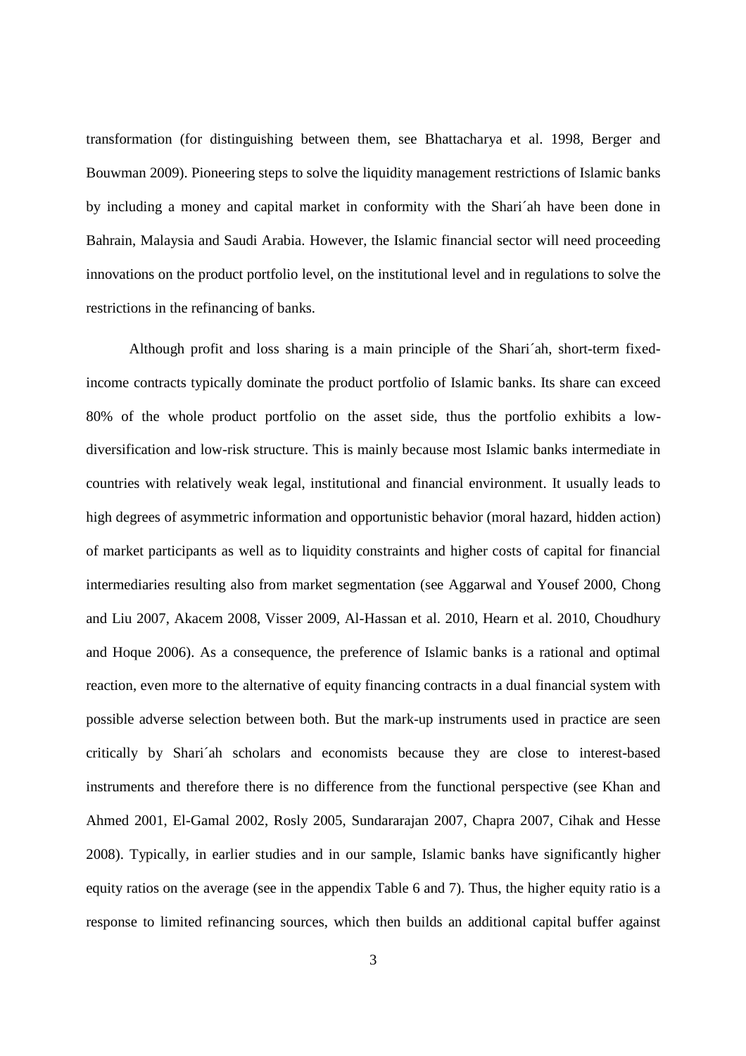transformation (for distinguishing between them, see Bhattacharya et al. 1998, Berger and Bouwman 2009). Pioneering steps to solve the liquidity management restrictions of Islamic banks by including a money and capital market in conformity with the Shari´ah have been done in Bahrain, Malaysia and Saudi Arabia. However, the Islamic financial sector will need proceeding innovations on the product portfolio level, on the institutional level and in regulations to solve the restrictions in the refinancing of banks.

Although profit and loss sharing is a main principle of the Shari´ah, short-term fixed-income contracts typically dominate the product portfolio of Islamic banks. Its share can exceed 80% of the whole product portfolio on the asset side, thus the portfolio exhibits a low-diversification and low-risk structure. This is mainly because most Islamic banks intermediate in countries with relatively weak legal, institutional and financial environment. It usually leads to high degrees of asymmetric information and opportunistic behavior (moral hazard, hidden action) of market participants as well as to liquidity constraints and higher costs of capital for financial intermediaries resulting also from market segmentation (see Aggarwal and Yousef 2000, Chong and Liu 2007, Akacem 2008, Visser 2009, Al-Hassan et al. 2010, Hearn et al. 2010, Choudhury and Hoque 2006). As a consequence, the preference of Islamic banks is a rational and optimal reaction, even more to the alternative of equity financing contracts in a dual financial system with possible adverse selection between both. But the mark-up instruments used in practice are seen critically by Shari´ah scholars and economists because they are close to interest-based instruments and therefore there is no difference from the functional perspective (see Khan and Ahmed 2001, El-Gamal 2002, Rosly 2005, Sundararajan 2007, Chapra 2007, Cihak and Hesse 2008). Typically, in earlier studies and in our sample, Islamic banks have significantly higher equity ratios on the average (see in the appendix Table 6 and 7). Thus, the higher equity ratio is a response to limited refinancing sources, which then builds an additional capital buffer against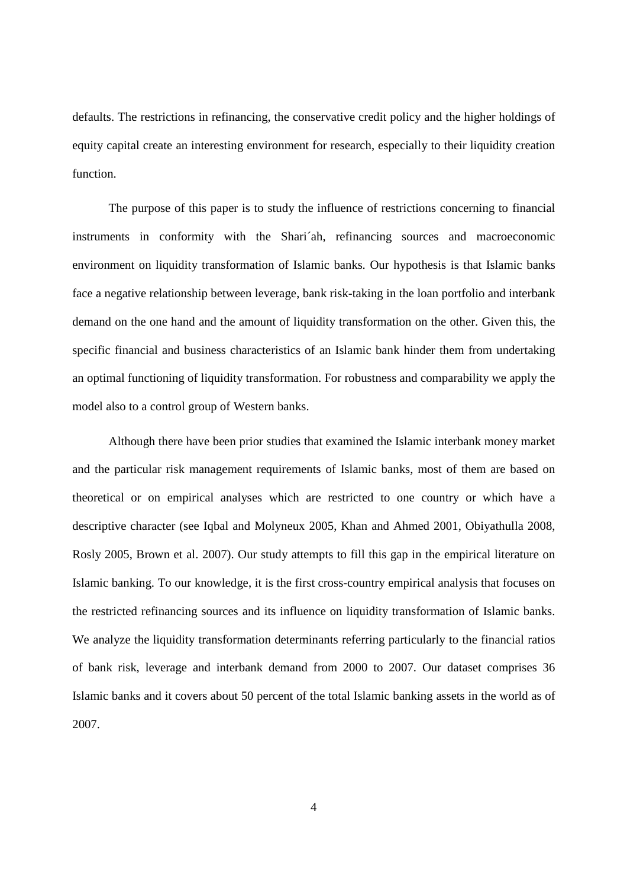defaults. The restrictions in refinancing, the conservative credit policy and the higher holdings of equity capital create an interesting environment for research, especially to their liquidity creation function.

The purpose of this paper is to study the influence of restrictions concerning to financial instruments in conformity with the Shari´ah, refinancing sources and macroeconomic environment on liquidity transformation of Islamic banks. Our hypothesis is that Islamic banks face a negative relationship between leverage, bank risk-taking in the loan portfolio and interbank demand on the one hand and the amount of liquidity transformation on the other. Given this, the specific financial and business characteristics of an Islamic bank hinder them from undertaking an optimal functioning of liquidity transformation. For robustness and comparability we apply the model also to a control group of Western banks.

Although there have been prior studies that examined the Islamic interbank money market and the particular risk management requirements of Islamic banks, most of them are based on theoretical or on empirical analyses which are restricted to one country or which have a descriptive character (see Iqbal and Molyneux 2005, Khan and Ahmed 2001, Obiyathulla 2008, Rosly 2005, Brown et al. 2007). Our study attempts to fill this gap in the empirical literature on Islamic banking. To our knowledge, it is the first cross-country empirical analysis that focuses on the restricted refinancing sources and its influence on liquidity transformation of Islamic banks. We analyze the liquidity transformation determinants referring particularly to the financial ratios of bank risk, leverage and interbank demand from 2000 to 2007. Our dataset comprises 36 Islamic banks and it covers about 50 percent of the total Islamic banking assets in the world as of 2007.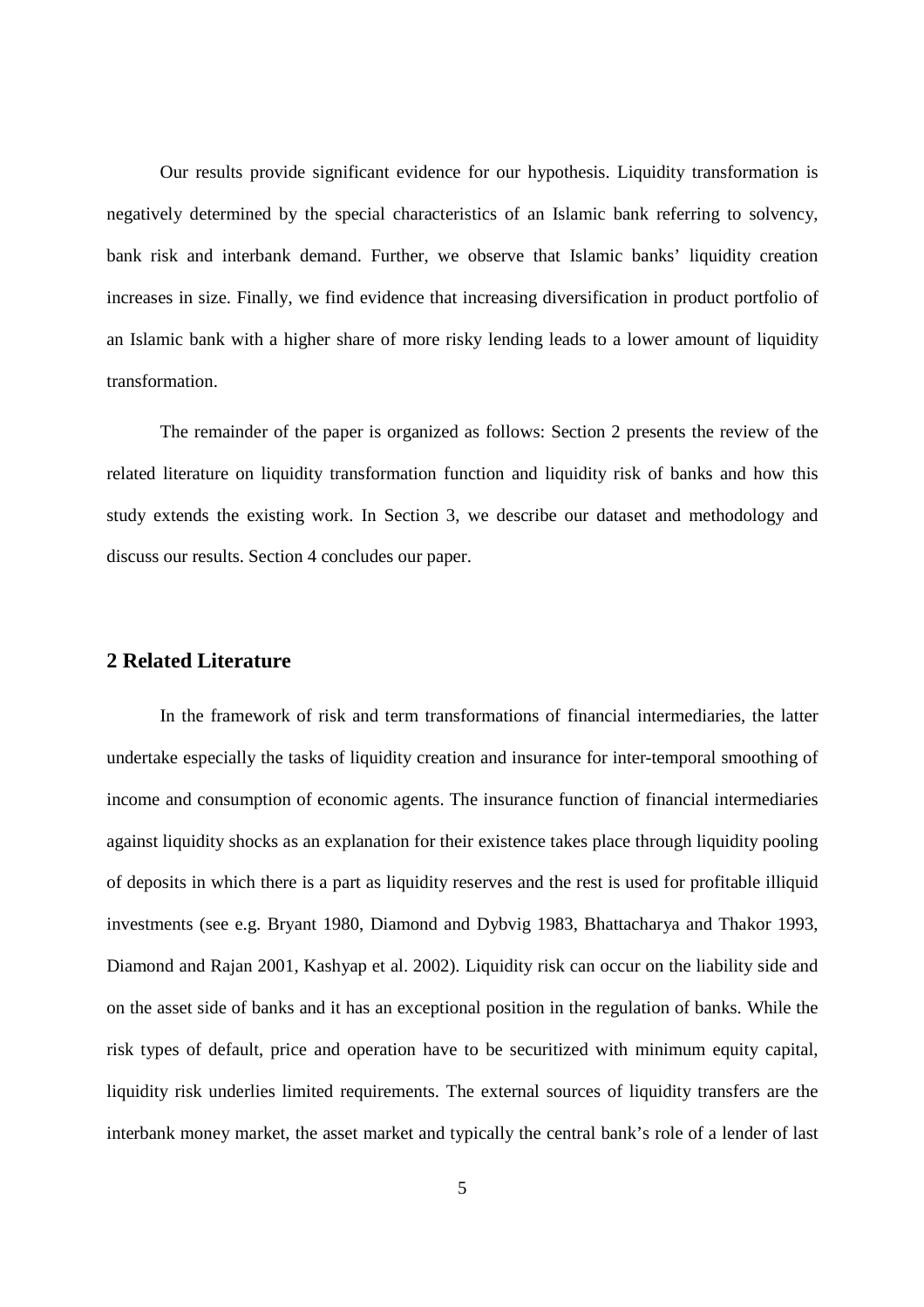Our results provide significant evidence for our hypothesis. Liquidity transformation is negatively determined by the special characteristics of an Islamic bank referring to solvency, bank risk and interbank demand. Further, we observe that Islamic banks' liquidity creation increases in size. Finally, we find evidence that increasing diversification in product portfolio of an Islamic bank with a higher share of more risky lending leads to a lower amount of liquidity transformation.

The remainder of the paper is organized as follows: Section 2 presents the review of the related literature on liquidity transformation function and liquidity risk of banks and how this study extends the existing work. In Section 3, we describe our dataset and methodology and discuss our results. Section 4 concludes our paper.

## 2 Related Literature

In the framework of risk and term transformations of financial intermediaries, the latter undertake especially the tasks of liquidity creation and insurance for inter-temporal smoothing of income and consumption of economic agents. The insurance function of financial intermediaries against liquidity shocks as an explanation for their existence takes place through liquidity pooling of deposits in which there is a part as liquidity reserves and the rest is used for profitable illiquid investments (see e.g. Bryant 1980, Diamond and Dybvig 1983, Bhattacharya and Thakor 1993, Diamond and Rajan 2001, Kashyap et al. 2002). Liquidity risk can occur on the liability side and on the asset side of banks and it has an exceptional position in the regulation of banks. While the risk types of default, price and operation have to be securitized with minimum equity capital, liquidity risk underlies limited requirements. The external sources of liquidity transfers are the interbank money market, the asset market and typically the central bank's role of a lender of last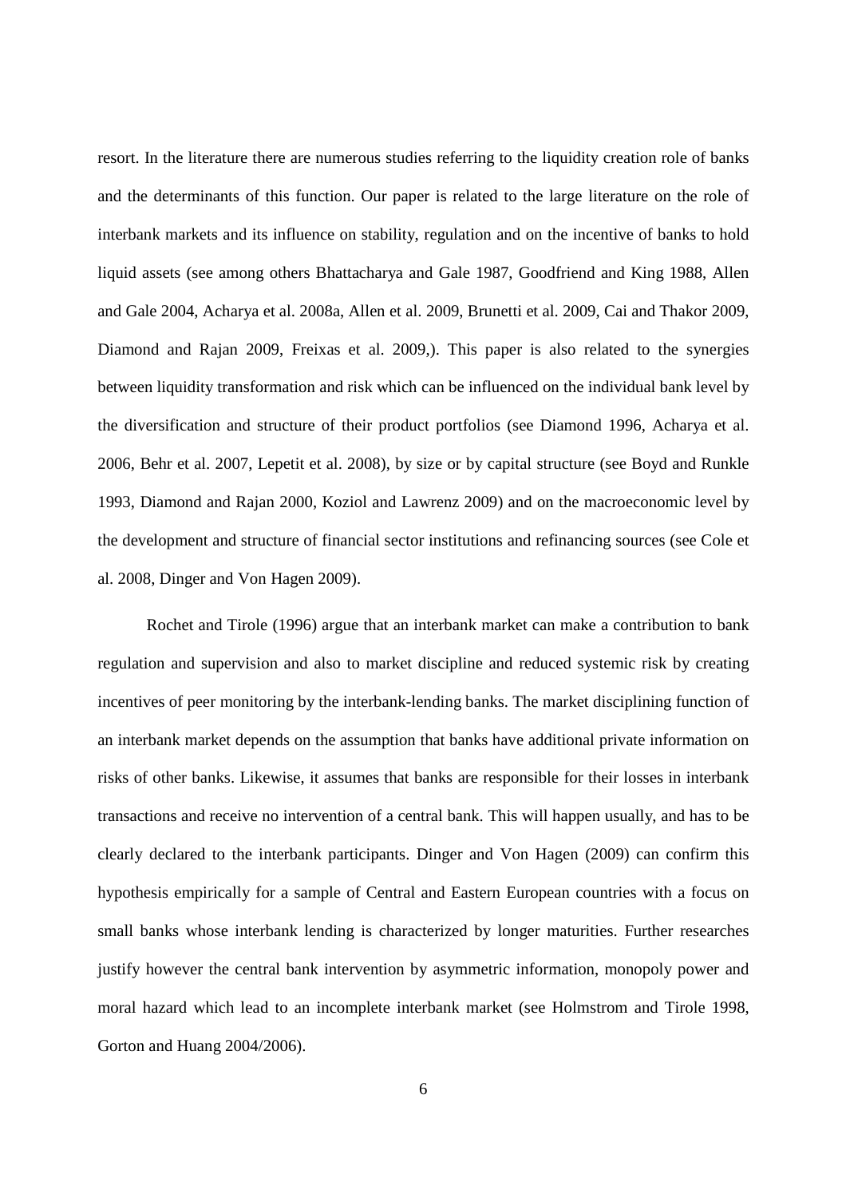resort. In the literature there are numerous studies referring to the liquidity creation role of banks and the determinants of this function. Our paper is related to the large literature on the role of interbank markets and its influence on stability, regulation and on the incentive of banks to hold liquid assets (see among others Bhattacharya and Gale 1987, Goodfriend and King 1988, Allen and Gale 2004, Acharya et al. 2008a, Allen et al. 2009, Brunetti et al. 2009, Cai and Thakor 2009, Diamond and Rajan 2009, Freixas et al. 2009,). This paper is also related to the synergies between liquidity transformation and risk which can be influenced on the individual bank level by the diversification and structure of their product portfolios (see Diamond 1996, Acharya et al. 2006, Behr et al. 2007, Lepetit et al. 2008), by size or by capital structure (see Boyd and Runkle 1993, Diamond and Rajan 2000, Koziol and Lawrenz 2009) and on the macroeconomic level by the development and structure of financial sector institutions and refinancing sources (see Cole et al. 2008, Dinger and Von Hagen 2009).

Rochet and Tirole (1996) argue that an interbank market can make a contribution to bank regulation and supervision and also to market discipline and reduced systemic risk by creating incentives of peer monitoring by the interbank-lending banks. The market disciplining function of an interbank market depends on the assumption that banks have additional private information on risks of other banks. Likewise, it assumes that banks are responsible for their losses in interbank transactions and receive no intervention of a central bank. This will happen usually, and has to be clearly declared to the interbank participants. Dinger and Von Hagen (2009) can confirm this hypothesis empirically for a sample of Central and Eastern European countries with a focus on small banks whose interbank lending is characterized by longer maturities. Further researches justify however the central bank intervention by asymmetric information, monopoly power and moral hazard which lead to an incomplete interbank market (see Holmstrom and Tirole 1998, Gorton and Huang 2004/2006).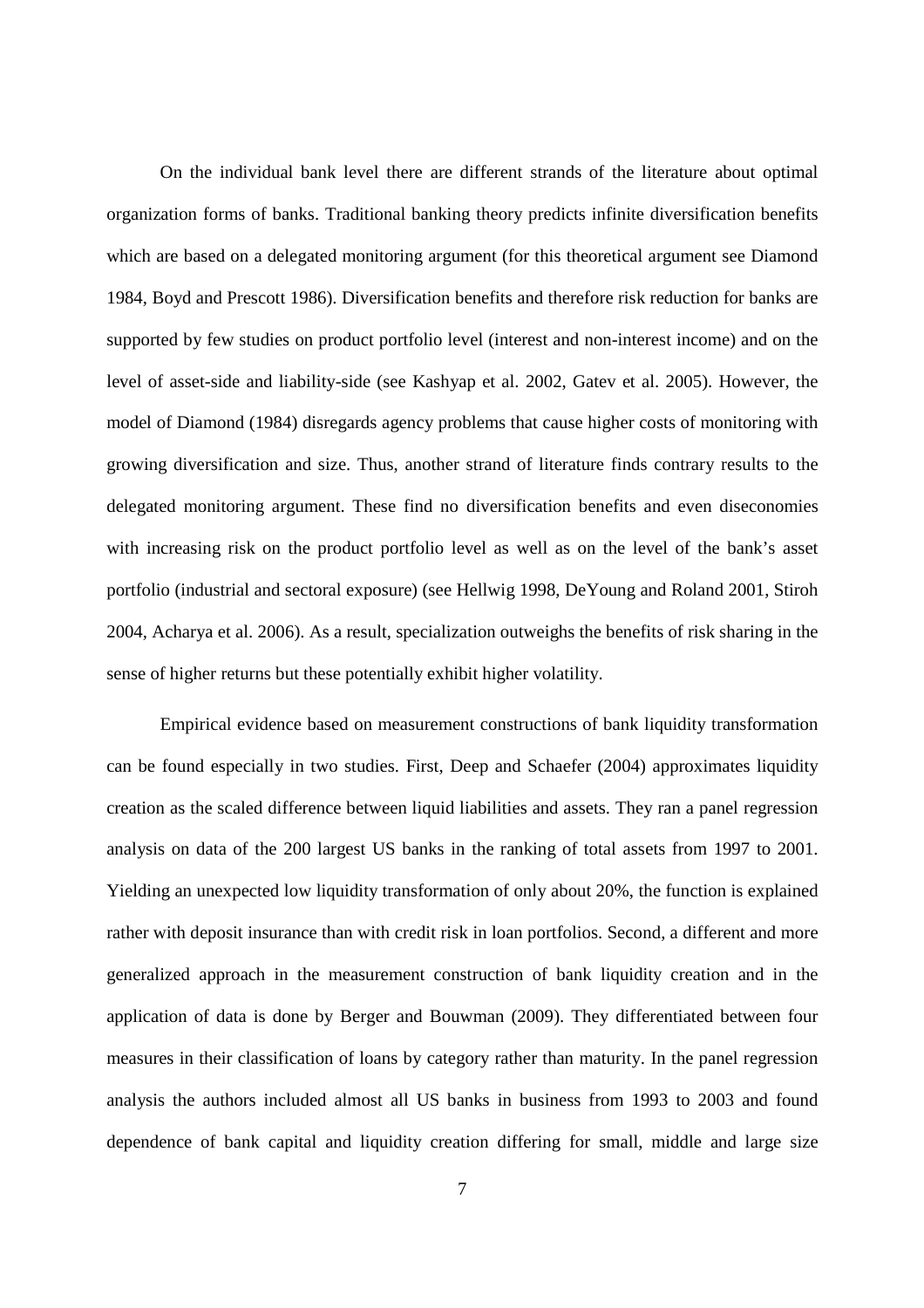On the individual bank level there are different strands of the literature about optimal organization forms of banks. Traditional banking theory predicts infinite diversification benefits which are based on a delegated monitoring argument (for this theoretical argument see Diamond 1984, Boyd and Prescott 1986). Diversification benefits and therefore risk reduction for banks are supported by few studies on product portfolio level (interest and non-interest income) and on the level of asset-side and liability-side (see Kashyap et al. 2002, Gatev et al. 2005). However, the model of Diamond (1984) disregards agency problems that cause higher costs of monitoring with growing diversification and size. Thus, another strand of literature finds contrary results to the delegated monitoring argument. These find no diversification benefits and even diseconomies with increasing risk on the product portfolio level as well as on the level of the bank's asset portfolio (industrial and sectoral exposure) (see Hellwig 1998, DeYoung and Roland 2001, Stiroh 2004, Acharya et al. 2006). As a result, specialization outweighs the benefits of risk sharing in the sense of higher returns but these potentially exhibit higher volatility.

Empirical evidence based on measurement constructions of bank liquidity transformation can be found especially in two studies. First, Deep and Schaefer (2004) approximates liquidity creation as the scaled difference between liquid liabilities and assets. They ran a panel regression analysis on data of the 200 largest US banks in the ranking of total assets from 1997 to 2001. Yielding an unexpected low liquidity transformation of only about 20%, the function is explained rather with deposit insurance than with credit risk in loan portfolios. Second, a different and more generalized approach in the measurement construction of bank liquidity creation and in the application of data is done by Berger and Bouwman (2009). They differentiated between four measures in their classification of loans by category rather than maturity. In the panel regression analysis the authors included almost all US banks in business from 1993 to 2003 and found dependence of bank capital and liquidity creation differing for small, middle and large size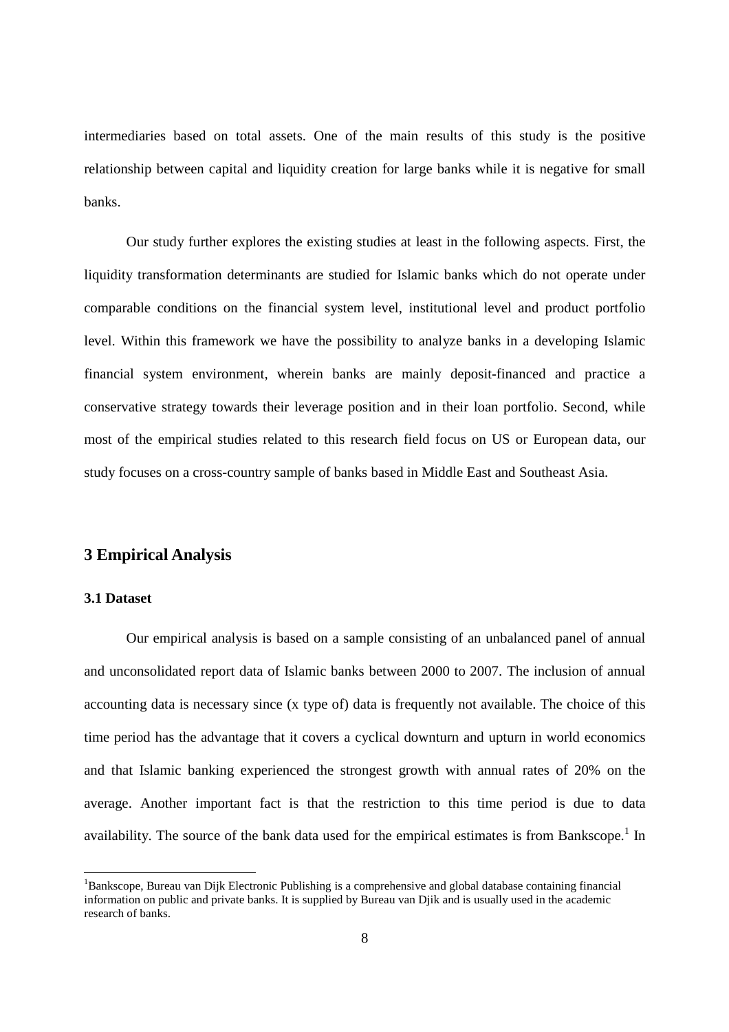intermediaries based on total assets. One of the main results of this study is the positive relationship between capital and liquidity creation for large banks while it is negative for small banks.

Our study further explores the existing studies at least in the following aspects. First, the liquidity transformation determinants are studied for Islamic banks which do not operate under comparable conditions on the financial system level, institutional level and product portfolio level. Within this framework we have the possibility to analyze banks in a developing Islamic financial system environment, wherein banks are mainly deposit-financed and practice a conservative strategy towards their leverage position and in their loan portfolio. Second, while most of the empirical studies related to this research field focus on US or European data, our study focuses on a cross-country sample of banks based in Middle East and Southeast Asia.

## 3 Empirical Analysis

### 3.1 Dataset

Our empirical analysis is based on a sample consisting of an unbalanced panel of annual and unconsolidated report data of Islamic banks between 2000 to 2007. The inclusion of annual accounting data is necessary since (x type of) data is frequently not available. The choice of this time period has the advantage that it covers a cyclical downturn and upturn in world economics and that Islamic banking experienced the strongest growth with annual rates of 20% on the average. Another important fact is that the restriction to this time period is due to data availability. The source of the bank data used for the empirical estimates is from Bankscope.[1] In

---

[1]Bankscope, Bureau van Dijk Electronic Publishing is a comprehensive and global database containing financial information on public and private banks. It is supplied by Bureau van Djik and is usually used in the academic research of banks.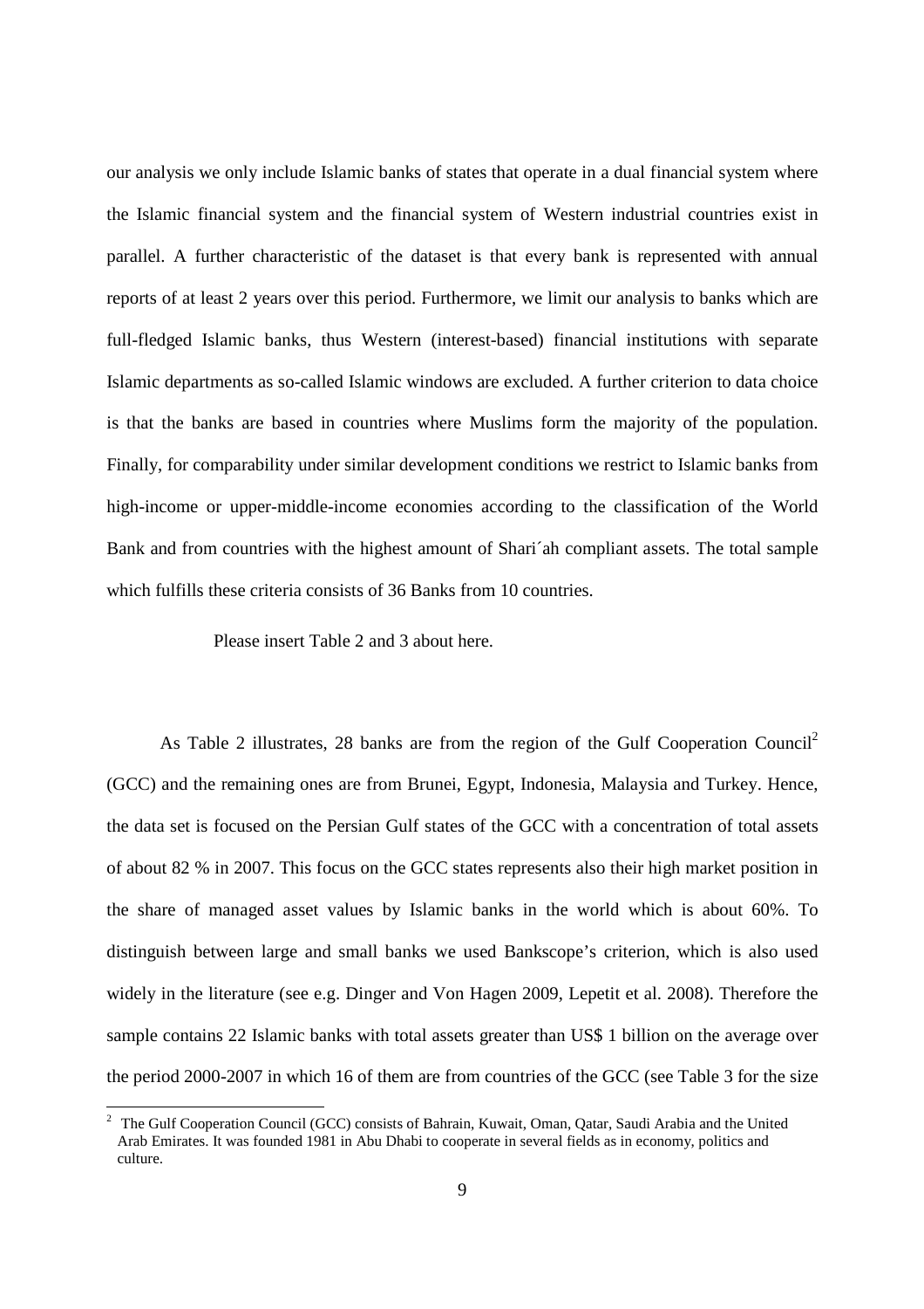our analysis we only include Islamic banks of states that operate in a dual financial system where the Islamic financial system and the financial system of Western industrial countries exist in parallel. A further characteristic of the dataset is that every bank is represented with annual reports of at least 2 years over this period. Furthermore, we limit our analysis to banks which are full-fledged Islamic banks, thus Western (interest-based) financial institutions with separate Islamic departments as so-called Islamic windows are excluded. A further criterion to data choice is that the banks are based in countries where Muslims form the majority of the population. Finally, for comparability under similar development conditions we restrict to Islamic banks from high-income or upper-middle-income economies according to the classification of the World Bank and from countries with the highest amount of Shari´ah compliant assets. The total sample which fulfills these criteria consists of 36 Banks from 10 countries.

Please insert Table 2 and 3 about here.

As Table 2 illustrates, 28 banks are from the region of the Gulf Cooperation Council[2] (GCC) and the remaining ones are from Brunei, Egypt, Indonesia, Malaysia and Turkey. Hence, the data set is focused on the Persian Gulf states of the GCC with a concentration of total assets of about 82 % in 2007. This focus on the GCC states represents also their high market position in the share of managed asset values by Islamic banks in the world which is about 60%. To distinguish between large and small banks we used Bankscope's criterion, which is also used widely in the literature (see e.g. Dinger and Von Hagen 2009, Lepetit et al. 2008). Therefore the sample contains 22 Islamic banks with total assets greater than US$ 1 billion on the average over the period 2000-2007 in which 16 of them are from countries of the GCC (see Table 3 for the size

[2] The Gulf Cooperation Council (GCC) consists of Bahrain, Kuwait, Oman, Qatar, Saudi Arabia and the United Arab Emirates. It was founded 1981 in Abu Dhabi to cooperate in several fields as in economy, politics and culture.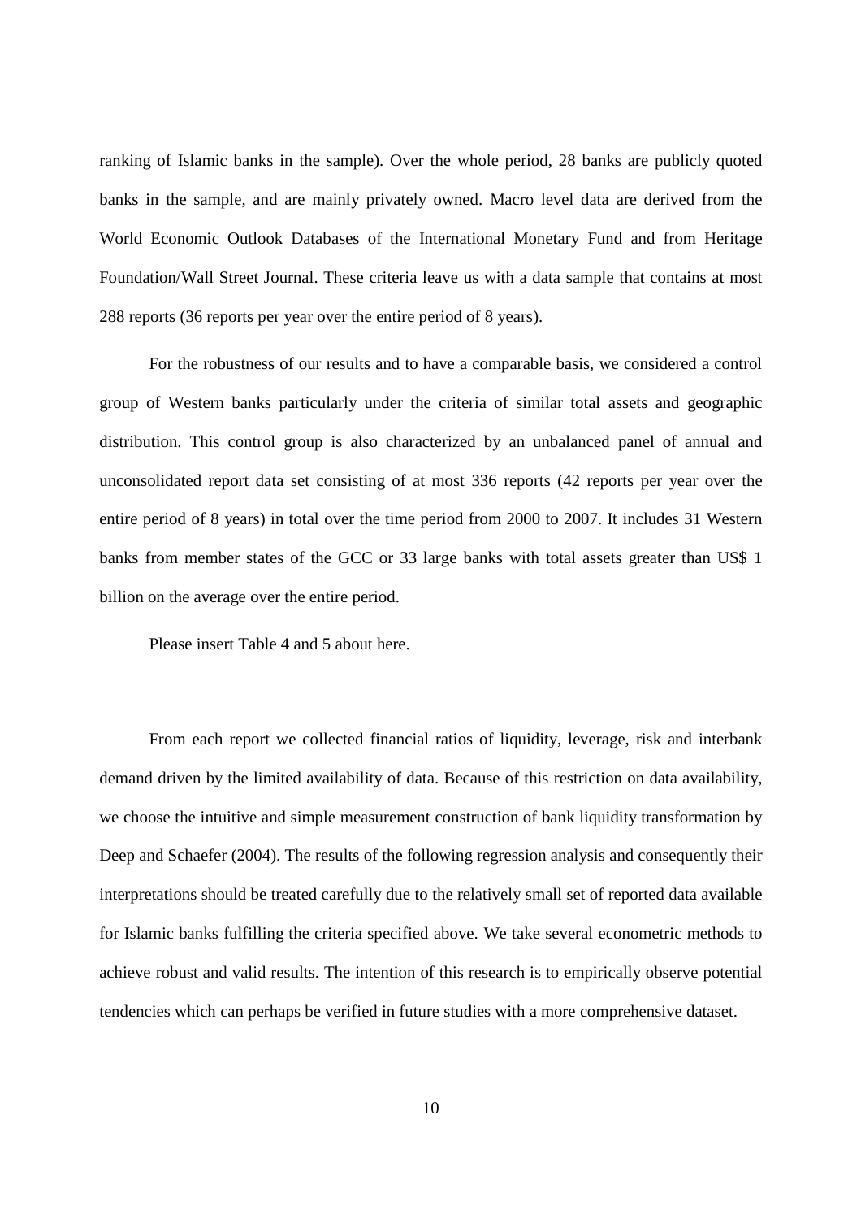ranking of Islamic banks in the sample). Over the whole period, 28 banks are publicly quoted banks in the sample, and are mainly privately owned. Macro level data are derived from the World Economic Outlook Databases of the International Monetary Fund and from Heritage Foundation/Wall Street Journal. These criteria leave us with a data sample that contains at most 288 reports (36 reports per year over the entire period of 8 years).

For the robustness of our results and to have a comparable basis, we considered a control group of Western banks particularly under the criteria of similar total assets and geographic distribution. This control group is also characterized by an unbalanced panel of annual and unconsolidated report data set consisting of at most 336 reports (42 reports per year over the entire period of 8 years) in total over the time period from 2000 to 2007. It includes 31 Western banks from member states of the GCC or 33 large banks with total assets greater than US$ 1 billion on the average over the entire period.

Please insert Table 4 and 5 about here.

From each report we collected financial ratios of liquidity, leverage, risk and interbank demand driven by the limited availability of data. Because of this restriction on data availability, we choose the intuitive and simple measurement construction of bank liquidity transformation by Deep and Schaefer (2004). The results of the following regression analysis and consequently their interpretations should be treated carefully due to the relatively small set of reported data available for Islamic banks fulfilling the criteria specified above. We take several econometric methods to achieve robust and valid results. The intention of this research is to empirically observe potential tendencies which can perhaps be verified in future studies with a more comprehensive dataset.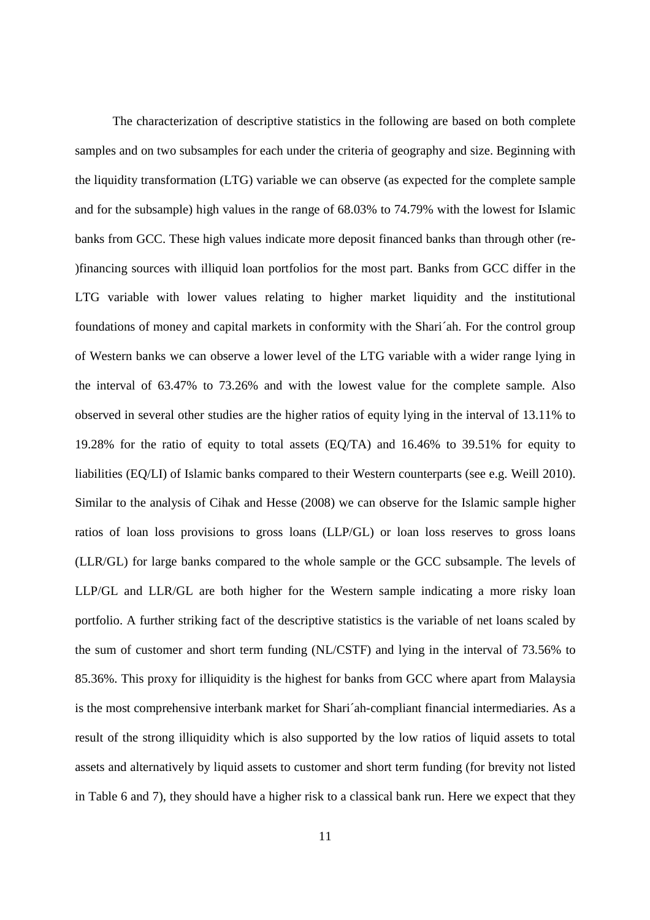The characterization of descriptive statistics in the following are based on both complete samples and on two subsamples for each under the criteria of geography and size. Beginning with the liquidity transformation (LTG) variable we can observe (as expected for the complete sample and for the subsample) high values in the range of 68.03% to 74.79% with the lowest for Islamic banks from GCC. These high values indicate more deposit financed banks than through other (re-)financing sources with illiquid loan portfolios for the most part. Banks from GCC differ in the LTG variable with lower values relating to higher market liquidity and the institutional foundations of money and capital markets in conformity with the Shari´ah. For the control group of Western banks we can observe a lower level of the LTG variable with a wider range lying in the interval of 63.47% to 73.26% and with the lowest value for the complete sample. Also observed in several other studies are the higher ratios of equity lying in the interval of 13.11% to 19.28% for the ratio of equity to total assets (EQ/TA) and 16.46% to 39.51% for equity to liabilities (EQ/LI) of Islamic banks compared to their Western counterparts (see e.g. Weill 2010). Similar to the analysis of Cihak and Hesse (2008) we can observe for the Islamic sample higher ratios of loan loss provisions to gross loans (LLP/GL) or loan loss reserves to gross loans (LLR/GL) for large banks compared to the whole sample or the GCC subsample. The levels of LLP/GL and LLR/GL are both higher for the Western sample indicating a more risky loan portfolio. A further striking fact of the descriptive statistics is the variable of net loans scaled by the sum of customer and short term funding (NL/CSTF) and lying in the interval of 73.56% to 85.36%. This proxy for illiquidity is the highest for banks from GCC where apart from Malaysia is the most comprehensive interbank market for Shari´ah-compliant financial intermediaries. As a result of the strong illiquidity which is also supported by the low ratios of liquid assets to total assets and alternatively by liquid assets to customer and short term funding (for brevity not listed in Table 6 and 7), they should have a higher risk to a classical bank run. Here we expect that they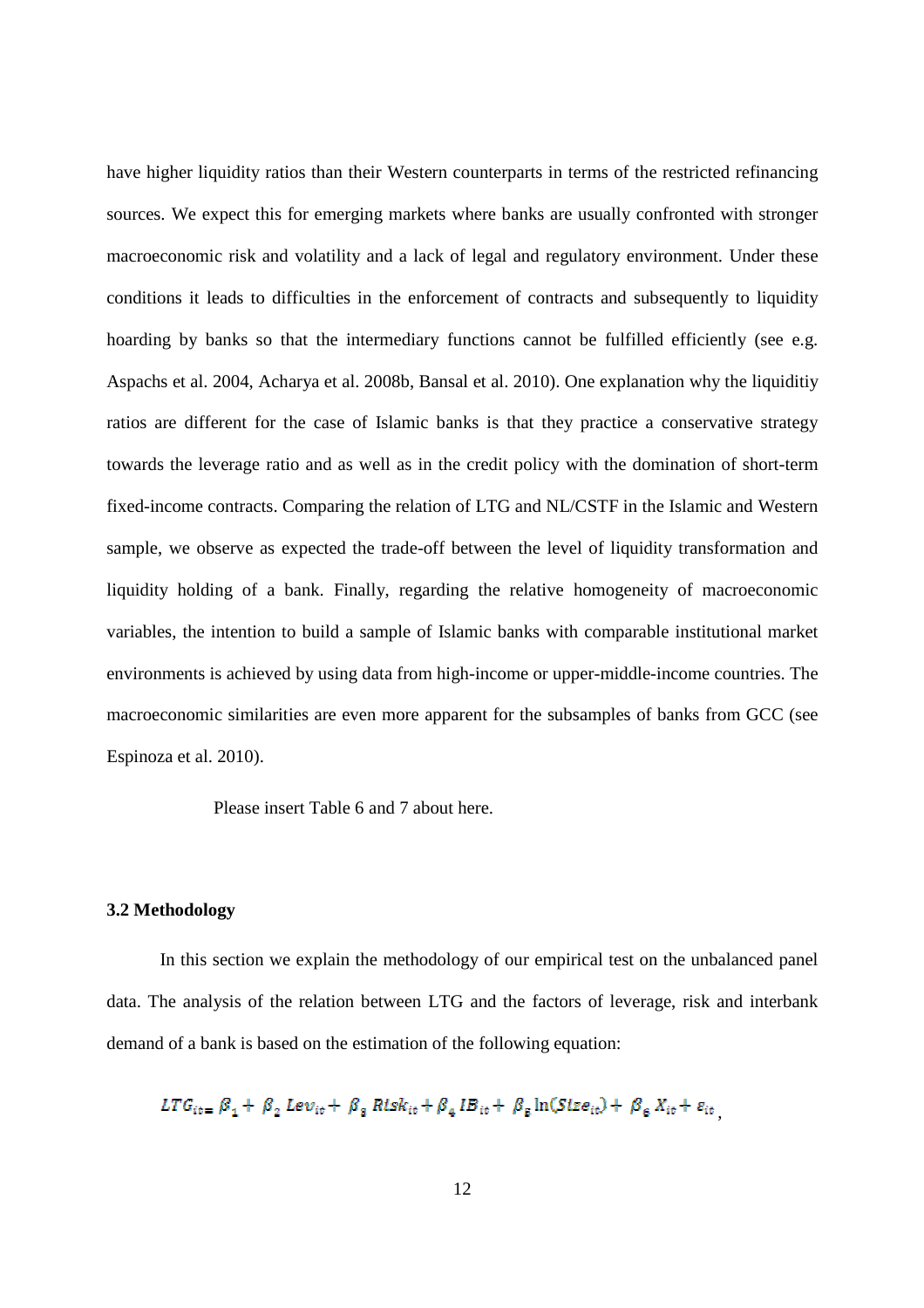have higher liquidity ratios than their Western counterparts in terms of the restricted refinancing sources. We expect this for emerging markets where banks are usually confronted with stronger macroeconomic risk and volatility and a lack of legal and regulatory environment. Under these conditions it leads to difficulties in the enforcement of contracts and subsequently to liquidity hoarding by banks so that the intermediary functions cannot be fulfilled efficiently (see e.g. Aspachs et al. 2004, Acharya et al. 2008b, Bansal et al. 2010). One explanation why the liquiditiy ratios are different for the case of Islamic banks is that they practice a conservative strategy towards the leverage ratio and as well as in the credit policy with the domination of short-term fixed-income contracts. Comparing the relation of LTG and NL/CSTF in the Islamic and Western sample, we observe as expected the trade-off between the level of liquidity transformation and liquidity holding of a bank. Finally, regarding the relative homogeneity of macroeconomic variables, the intention to build a sample of Islamic banks with comparable institutional market environments is achieved by using data from high-income or upper-middle-income countries. The macroeconomic similarities are even more apparent for the subsamples of banks from GCC (see Espinoza et al. 2010).

Please insert Table 6 and 7 about here.

### 3.2 Methodology

In this section we explain the methodology of our empirical test on the unbalanced panel data. The analysis of the relation between LTG and the factors of leverage, risk and interbank demand of a bank is based on the estimation of the following equation:

$$LTG_{it} = \beta_1 + \beta_2 \, Lev_{it} + \beta_3 \, Risk_{it} + \beta_4 \, IB_{it} + \beta_5 \ln(Size_{it}) + \beta_6 \, X_{it} + \varepsilon_{it} \, ,$$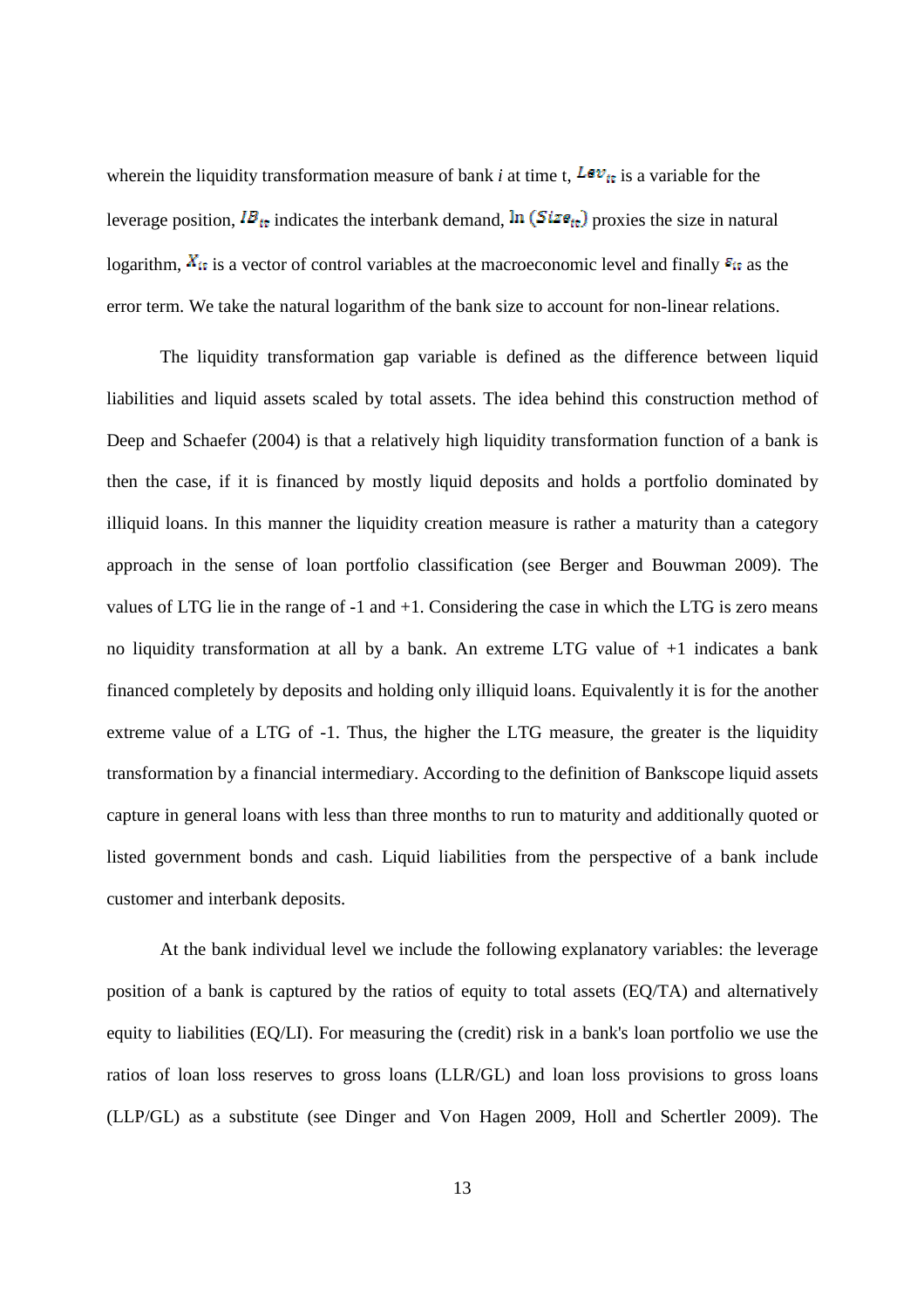wherein the liquidity transformation measure of bank *i* at time t, $Lev_{it}$ is a variable for the leverage position, $IB_{it}$ indicates the interbank demand, $\ln(Size_{it})$ proxies the size in natural logarithm, $X_{it}$ is a vector of control variables at the macroeconomic level and finally $\varepsilon_{it}$ as the error term. We take the natural logarithm of the bank size to account for non-linear relations.

The liquidity transformation gap variable is defined as the difference between liquid liabilities and liquid assets scaled by total assets. The idea behind this construction method of Deep and Schaefer (2004) is that a relatively high liquidity transformation function of a bank is then the case, if it is financed by mostly liquid deposits and holds a portfolio dominated by illiquid loans. In this manner the liquidity creation measure is rather a maturity than a category approach in the sense of loan portfolio classification (see Berger and Bouwman 2009). The values of LTG lie in the range of -1 and +1. Considering the case in which the LTG is zero means no liquidity transformation at all by a bank. An extreme LTG value of +1 indicates a bank financed completely by deposits and holding only illiquid loans. Equivalently it is for the another extreme value of a LTG of -1. Thus, the higher the LTG measure, the greater is the liquidity transformation by a financial intermediary. According to the definition of Bankscope liquid assets capture in general loans with less than three months to run to maturity and additionally quoted or listed government bonds and cash. Liquid liabilities from the perspective of a bank include customer and interbank deposits.

At the bank individual level we include the following explanatory variables: the leverage position of a bank is captured by the ratios of equity to total assets (EQ/TA) and alternatively equity to liabilities (EQ/LI). For measuring the (credit) risk in a bank's loan portfolio we use the ratios of loan loss reserves to gross loans (LLR/GL) and loan loss provisions to gross loans (LLP/GL) as a substitute (see Dinger and Von Hagen 2009, Holl and Schertler 2009). The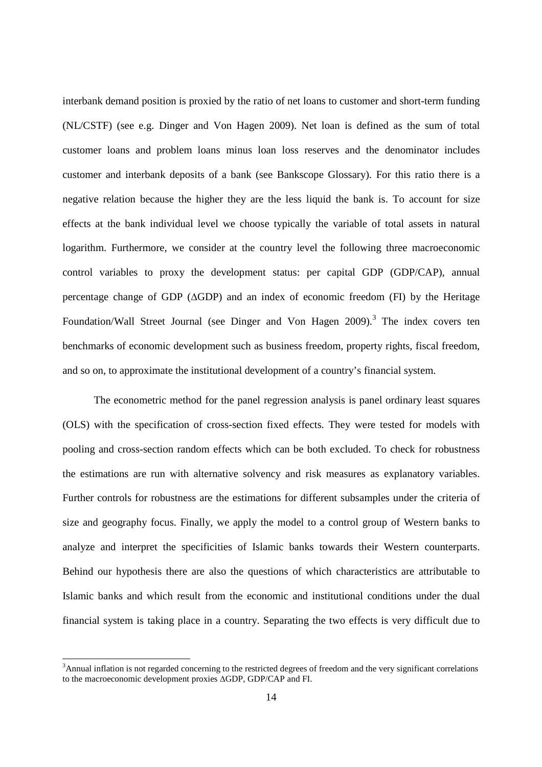interbank demand position is proxied by the ratio of net loans to customer and short-term funding (NL/CSTF) (see e.g. Dinger and Von Hagen 2009). Net loan is defined as the sum of total customer loans and problem loans minus loan loss reserves and the denominator includes customer and interbank deposits of a bank (see Bankscope Glossary). For this ratio there is a negative relation because the higher they are the less liquid the bank is. To account for size effects at the bank individual level we choose typically the variable of total assets in natural logarithm. Furthermore, we consider at the country level the following three macroeconomic control variables to proxy the development status: per capital GDP (GDP/CAP), annual percentage change of GDP (ΔGDP) and an index of economic freedom (FI) by the Heritage Foundation/Wall Street Journal (see Dinger and Von Hagen 2009).[3] The index covers ten benchmarks of economic development such as business freedom, property rights, fiscal freedom, and so on, to approximate the institutional development of a country's financial system.

The econometric method for the panel regression analysis is panel ordinary least squares (OLS) with the specification of cross-section fixed effects. They were tested for models with pooling and cross-section random effects which can be both excluded. To check for robustness the estimations are run with alternative solvency and risk measures as explanatory variables. Further controls for robustness are the estimations for different subsamples under the criteria of size and geography focus. Finally, we apply the model to a control group of Western banks to analyze and interpret the specificities of Islamic banks towards their Western counterparts. Behind our hypothesis there are also the questions of which characteristics are attributable to Islamic banks and which result from the economic and institutional conditions under the dual financial system is taking place in a country. Separating the two effects is very difficult due to

[3] Annual inflation is not regarded concerning to the restricted degrees of freedom and the very significant correlations to the macroeconomic development proxies ΔGDP, GDP/CAP and FI.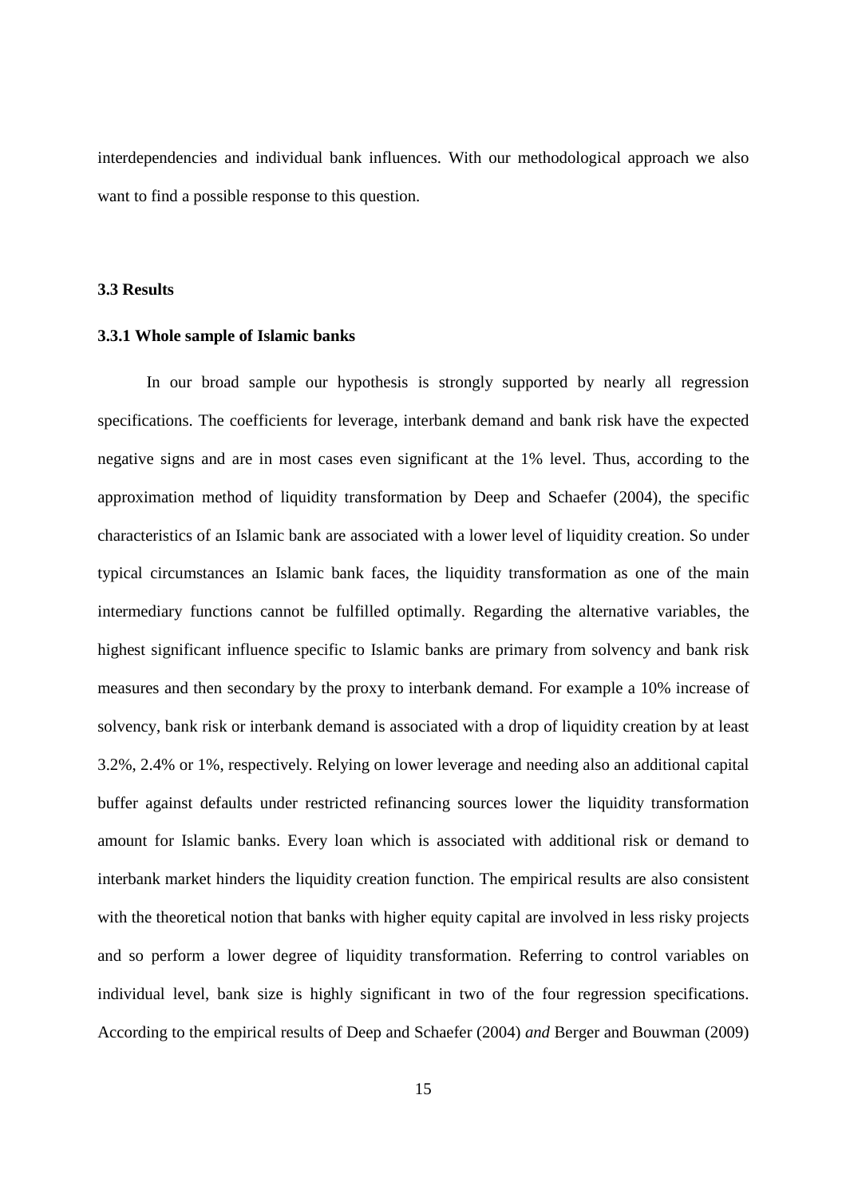interdependencies and individual bank influences. With our methodological approach we also want to find a possible response to this question.

### 3.3 Results

#### 3.3.1 Whole sample of Islamic banks

In our broad sample our hypothesis is strongly supported by nearly all regression specifications. The coefficients for leverage, interbank demand and bank risk have the expected negative signs and are in most cases even significant at the 1% level. Thus, according to the approximation method of liquidity transformation by Deep and Schaefer (2004), the specific characteristics of an Islamic bank are associated with a lower level of liquidity creation. So under typical circumstances an Islamic bank faces, the liquidity transformation as one of the main intermediary functions cannot be fulfilled optimally. Regarding the alternative variables, the highest significant influence specific to Islamic banks are primary from solvency and bank risk measures and then secondary by the proxy to interbank demand. For example a 10% increase of solvency, bank risk or interbank demand is associated with a drop of liquidity creation by at least 3.2%, 2.4% or 1%, respectively. Relying on lower leverage and needing also an additional capital buffer against defaults under restricted refinancing sources lower the liquidity transformation amount for Islamic banks. Every loan which is associated with additional risk or demand to interbank market hinders the liquidity creation function. The empirical results are also consistent with the theoretical notion that banks with higher equity capital are involved in less risky projects and so perform a lower degree of liquidity transformation. Referring to control variables on individual level, bank size is highly significant in two of the four regression specifications. According to the empirical results of Deep and Schaefer (2004) *and* Berger and Bouwman (2009)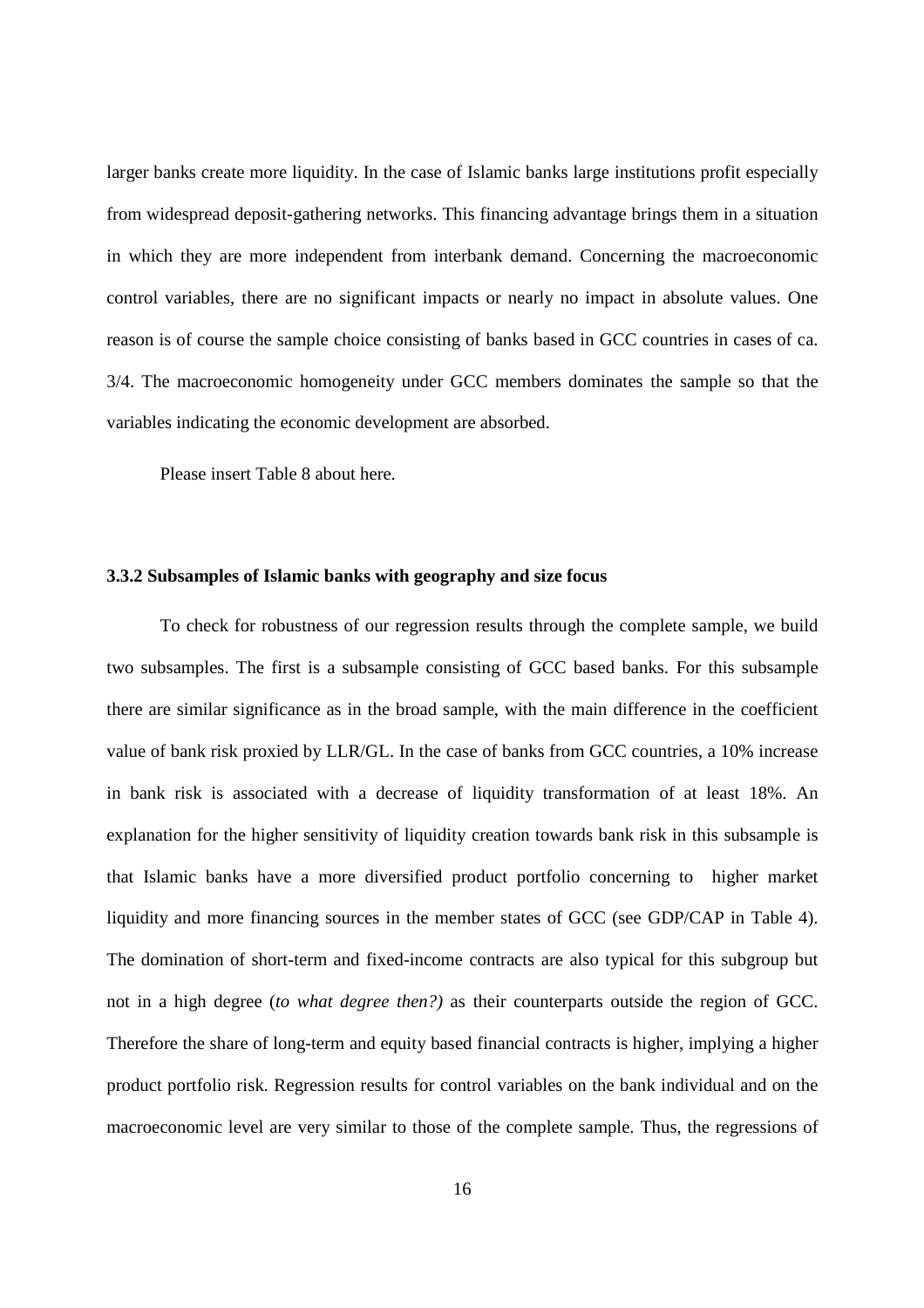larger banks create more liquidity. In the case of Islamic banks large institutions profit especially from widespread deposit-gathering networks. This financing advantage brings them in a situation in which they are more independent from interbank demand. Concerning the macroeconomic control variables, there are no significant impacts or nearly no impact in absolute values. One reason is of course the sample choice consisting of banks based in GCC countries in cases of ca. 3/4. The macroeconomic homogeneity under GCC members dominates the sample so that the variables indicating the economic development are absorbed.

Please insert Table 8 about here.

### 3.3.2 Subsamples of Islamic banks with geography and size focus

To check for robustness of our regression results through the complete sample, we build two subsamples. The first is a subsample consisting of GCC based banks. For this subsample there are similar significance as in the broad sample, with the main difference in the coefficient value of bank risk proxied by LLR/GL. In the case of banks from GCC countries, a 10% increase in bank risk is associated with a decrease of liquidity transformation of at least 18%. An explanation for the higher sensitivity of liquidity creation towards bank risk in this subsample is that Islamic banks have a more diversified product portfolio concerning to higher market liquidity and more financing sources in the member states of GCC (see GDP/CAP in Table 4). The domination of short-term and fixed-income contracts are also typical for this subgroup but not in a high degree (*to what degree then?)* as their counterparts outside the region of GCC. Therefore the share of long-term and equity based financial contracts is higher, implying a higher product portfolio risk. Regression results for control variables on the bank individual and on the macroeconomic level are very similar to those of the complete sample. Thus, the regressions of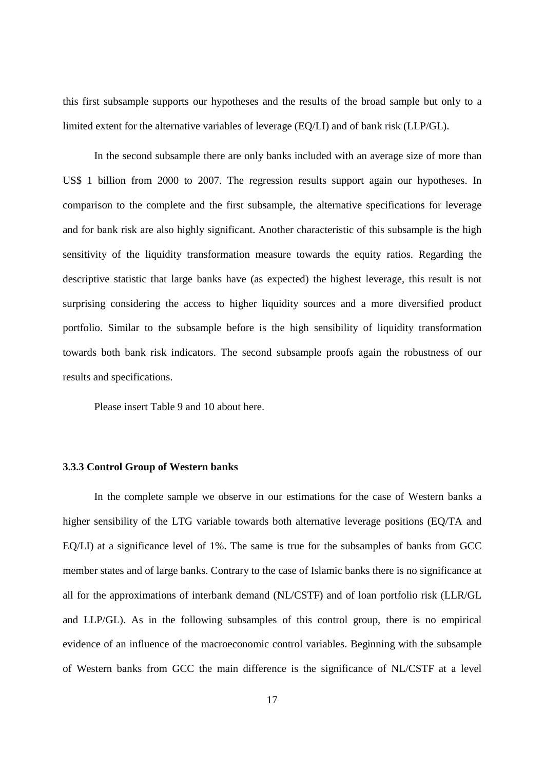this first subsample supports our hypotheses and the results of the broad sample but only to a limited extent for the alternative variables of leverage (EQ/LI) and of bank risk (LLP/GL).

In the second subsample there are only banks included with an average size of more than US$ 1 billion from 2000 to 2007. The regression results support again our hypotheses. In comparison to the complete and the first subsample, the alternative specifications for leverage and for bank risk are also highly significant. Another characteristic of this subsample is the high sensitivity of the liquidity transformation measure towards the equity ratios. Regarding the descriptive statistic that large banks have (as expected) the highest leverage, this result is not surprising considering the access to higher liquidity sources and a more diversified product portfolio. Similar to the subsample before is the high sensibility of liquidity transformation towards both bank risk indicators. The second subsample proofs again the robustness of our results and specifications.

Please insert Table 9 and 10 about here.

### 3.3.3 Control Group of Western banks

In the complete sample we observe in our estimations for the case of Western banks a higher sensibility of the LTG variable towards both alternative leverage positions (EQ/TA and EQ/LI) at a significance level of 1%. The same is true for the subsamples of banks from GCC member states and of large banks. Contrary to the case of Islamic banks there is no significance at all for the approximations of interbank demand (NL/CSTF) and of loan portfolio risk (LLR/GL and LLP/GL). As in the following subsamples of this control group, there is no empirical evidence of an influence of the macroeconomic control variables. Beginning with the subsample of Western banks from GCC the main difference is the significance of NL/CSTF at a level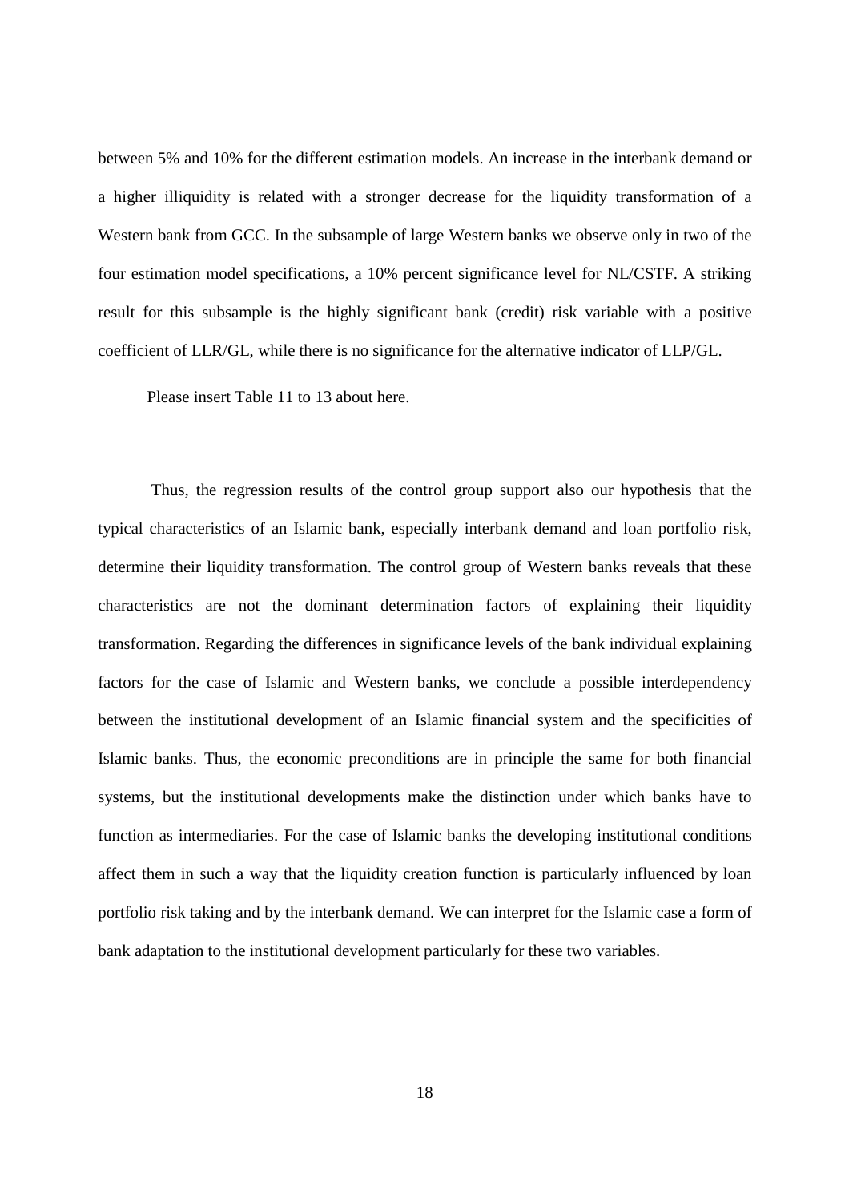between 5% and 10% for the different estimation models. An increase in the interbank demand or a higher illiquidity is related with a stronger decrease for the liquidity transformation of a Western bank from GCC. In the subsample of large Western banks we observe only in two of the four estimation model specifications, a 10% percent significance level for NL/CSTF. A striking result for this subsample is the highly significant bank (credit) risk variable with a positive coefficient of LLR/GL, while there is no significance for the alternative indicator of LLP/GL.

Please insert Table 11 to 13 about here.

Thus, the regression results of the control group support also our hypothesis that the typical characteristics of an Islamic bank, especially interbank demand and loan portfolio risk, determine their liquidity transformation. The control group of Western banks reveals that these characteristics are not the dominant determination factors of explaining their liquidity transformation. Regarding the differences in significance levels of the bank individual explaining factors for the case of Islamic and Western banks, we conclude a possible interdependency between the institutional development of an Islamic financial system and the specificities of Islamic banks. Thus, the economic preconditions are in principle the same for both financial systems, but the institutional developments make the distinction under which banks have to function as intermediaries. For the case of Islamic banks the developing institutional conditions affect them in such a way that the liquidity creation function is particularly influenced by loan portfolio risk taking and by the interbank demand. We can interpret for the Islamic case a form of bank adaptation to the institutional development particularly for these two variables.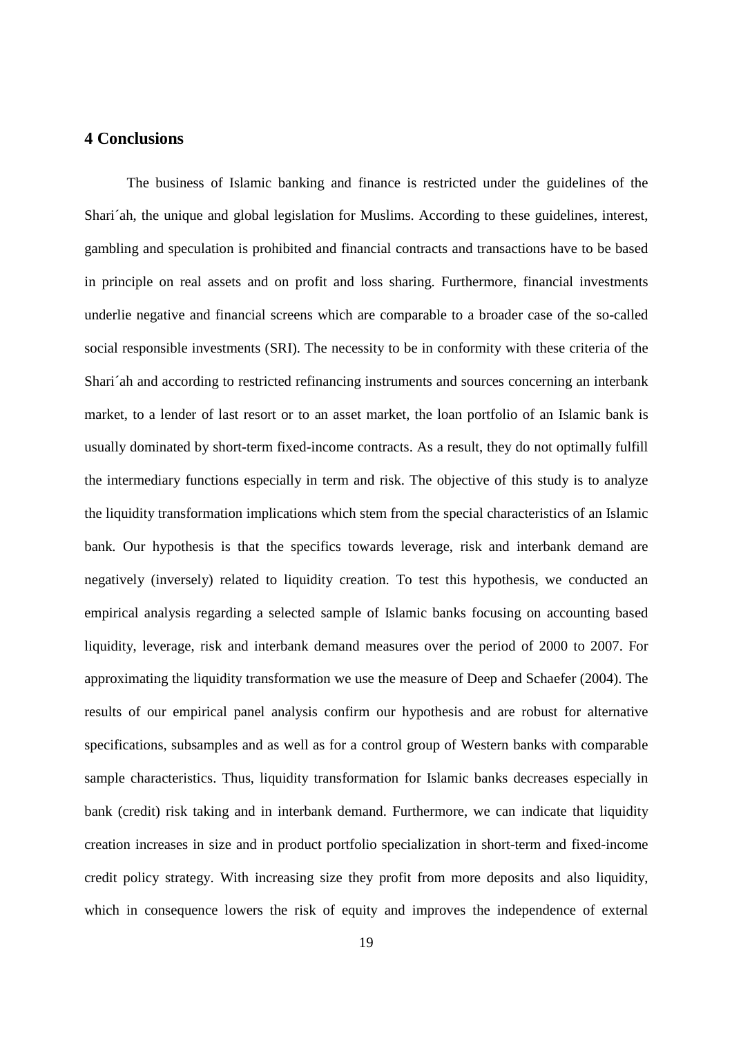## 4 Conclusions

The business of Islamic banking and finance is restricted under the guidelines of the Shari´ah, the unique and global legislation for Muslims. According to these guidelines, interest, gambling and speculation is prohibited and financial contracts and transactions have to be based in principle on real assets and on profit and loss sharing. Furthermore, financial investments underlie negative and financial screens which are comparable to a broader case of the so-called social responsible investments (SRI). The necessity to be in conformity with these criteria of the Shari´ah and according to restricted refinancing instruments and sources concerning an interbank market, to a lender of last resort or to an asset market, the loan portfolio of an Islamic bank is usually dominated by short-term fixed-income contracts. As a result, they do not optimally fulfill the intermediary functions especially in term and risk. The objective of this study is to analyze the liquidity transformation implications which stem from the special characteristics of an Islamic bank. Our hypothesis is that the specifics towards leverage, risk and interbank demand are negatively (inversely) related to liquidity creation. To test this hypothesis, we conducted an empirical analysis regarding a selected sample of Islamic banks focusing on accounting based liquidity, leverage, risk and interbank demand measures over the period of 2000 to 2007. For approximating the liquidity transformation we use the measure of Deep and Schaefer (2004). The results of our empirical panel analysis confirm our hypothesis and are robust for alternative specifications, subsamples and as well as for a control group of Western banks with comparable sample characteristics. Thus, liquidity transformation for Islamic banks decreases especially in bank (credit) risk taking and in interbank demand. Furthermore, we can indicate that liquidity creation increases in size and in product portfolio specialization in short-term and fixed-income credit policy strategy. With increasing size they profit from more deposits and also liquidity, which in consequence lowers the risk of equity and improves the independence of external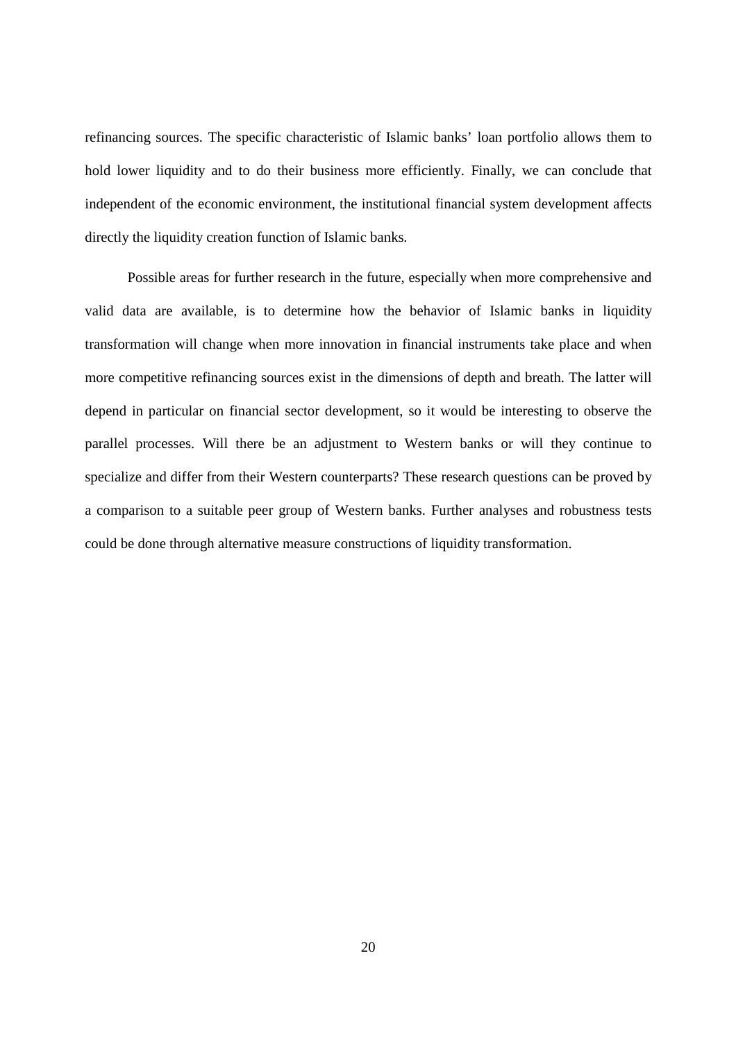refinancing sources. The specific characteristic of Islamic banks' loan portfolio allows them to hold lower liquidity and to do their business more efficiently. Finally, we can conclude that independent of the economic environment, the institutional financial system development affects directly the liquidity creation function of Islamic banks.

Possible areas for further research in the future, especially when more comprehensive and valid data are available, is to determine how the behavior of Islamic banks in liquidity transformation will change when more innovation in financial instruments take place and when more competitive refinancing sources exist in the dimensions of depth and breath. The latter will depend in particular on financial sector development, so it would be interesting to observe the parallel processes. Will there be an adjustment to Western banks or will they continue to specialize and differ from their Western counterparts? These research questions can be proved by a comparison to a suitable peer group of Western banks. Further analyses and robustness tests could be done through alternative measure constructions of liquidity transformation.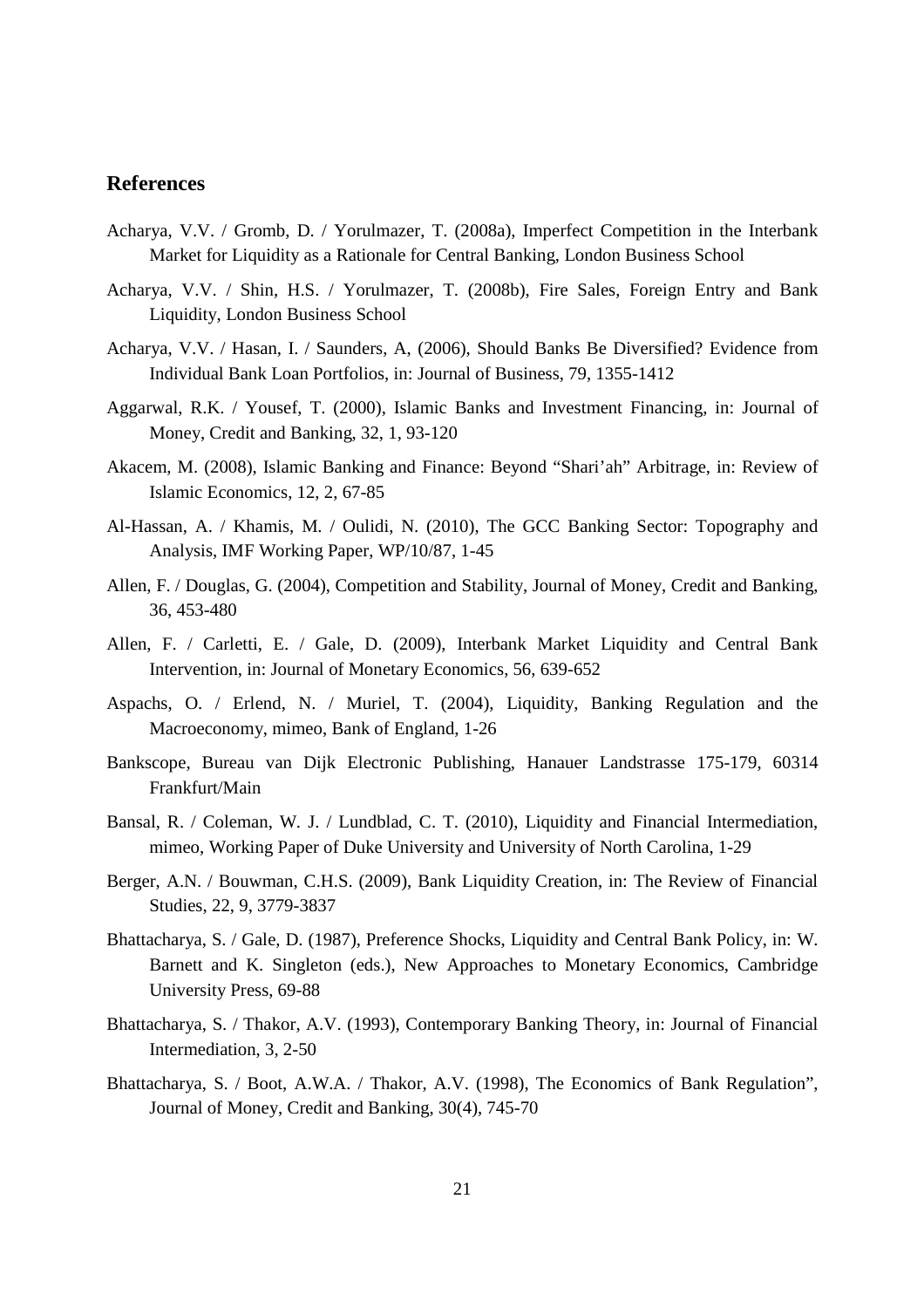## References

Acharya, V.V. / Gromb, D. / Yorulmazer, T. (2008a), Imperfect Competition in the Interbank Market for Liquidity as a Rationale for Central Banking, London Business School

Acharya, V.V. / Shin, H.S. / Yorulmazer, T. (2008b), Fire Sales, Foreign Entry and Bank Liquidity, London Business School

Acharya, V.V. / Hasan, I. / Saunders, A, (2006), Should Banks Be Diversified? Evidence from Individual Bank Loan Portfolios, in: Journal of Business, 79, 1355-1412

Aggarwal, R.K. / Yousef, T. (2000), Islamic Banks and Investment Financing, in: Journal of Money, Credit and Banking, 32, 1, 93-120

Akacem, M. (2008), Islamic Banking and Finance: Beyond "Shari'ah" Arbitrage, in: Review of Islamic Economics, 12, 2, 67-85

Al-Hassan, A. / Khamis, M. / Oulidi, N. (2010), The GCC Banking Sector: Topography and Analysis, IMF Working Paper, WP/10/87, 1-45

Allen, F. / Douglas, G. (2004), Competition and Stability, Journal of Money, Credit and Banking, 36, 453-480

Allen, F. / Carletti, E. / Gale, D. (2009), Interbank Market Liquidity and Central Bank Intervention, in: Journal of Monetary Economics, 56, 639-652

Aspachs, O. / Erlend, N. / Muriel, T. (2004), Liquidity, Banking Regulation and the Macroeconomy, mimeo, Bank of England, 1-26

Bankscope, Bureau van Dijk Electronic Publishing, Hanauer Landstrasse 175-179, 60314 Frankfurt/Main

Bansal, R. / Coleman, W. J. / Lundblad, C. T. (2010), Liquidity and Financial Intermediation, mimeo, Working Paper of Duke University and University of North Carolina, 1-29

Berger, A.N. / Bouwman, C.H.S. (2009), Bank Liquidity Creation, in: The Review of Financial Studies, 22, 9, 3779-3837

Bhattacharya, S. / Gale, D. (1987), Preference Shocks, Liquidity and Central Bank Policy, in: W. Barnett and K. Singleton (eds.), New Approaches to Monetary Economics, Cambridge University Press, 69-88

Bhattacharya, S. / Thakor, A.V. (1993), Contemporary Banking Theory, in: Journal of Financial Intermediation, 3, 2-50

Bhattacharya, S. / Boot, A.W.A. / Thakor, A.V. (1998), The Economics of Bank Regulation", Journal of Money, Credit and Banking, 30(4), 745-70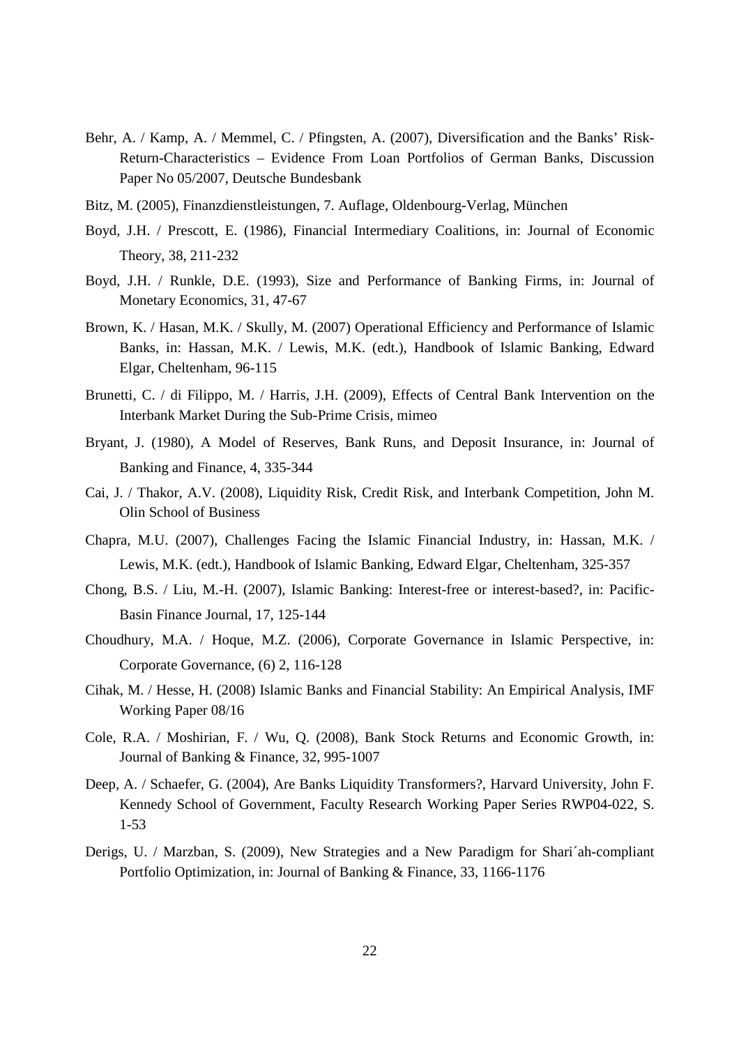Behr, A. / Kamp, A. / Memmel, C. / Pfingsten, A. (2007), Diversification and the Banks' Risk-Return-Characteristics – Evidence From Loan Portfolios of German Banks, Discussion Paper No 05/2007, Deutsche Bundesbank

Bitz, M. (2005), Finanzdienstleistungen, 7. Auflage, Oldenbourg-Verlag, München

Boyd, J.H. / Prescott, E. (1986), Financial Intermediary Coalitions, in: Journal of Economic Theory, 38, 211-232

Boyd, J.H. / Runkle, D.E. (1993), Size and Performance of Banking Firms, in: Journal of Monetary Economics, 31, 47-67

Brown, K. / Hasan, M.K. / Skully, M. (2007) Operational Efficiency and Performance of Islamic Banks, in: Hassan, M.K. / Lewis, M.K. (edt.), Handbook of Islamic Banking, Edward Elgar, Cheltenham, 96-115

Brunetti, C. / di Filippo, M. / Harris, J.H. (2009), Effects of Central Bank Intervention on the Interbank Market During the Sub-Prime Crisis, mimeo

Bryant, J. (1980), A Model of Reserves, Bank Runs, and Deposit Insurance, in: Journal of Banking and Finance, 4, 335-344

Cai, J. / Thakor, A.V. (2008), Liquidity Risk, Credit Risk, and Interbank Competition, John M. Olin School of Business

Chapra, M.U. (2007), Challenges Facing the Islamic Financial Industry, in: Hassan, M.K. / Lewis, M.K. (edt.), Handbook of Islamic Banking, Edward Elgar, Cheltenham, 325-357

Chong, B.S. / Liu, M.-H. (2007), Islamic Banking: Interest-free or interest-based?, in: Pacific-Basin Finance Journal, 17, 125-144

Choudhury, M.A. / Hoque, M.Z. (2006), Corporate Governance in Islamic Perspective, in: Corporate Governance, (6) 2, 116-128

Cihak, M. / Hesse, H. (2008) Islamic Banks and Financial Stability: An Empirical Analysis, IMF Working Paper 08/16

Cole, R.A. / Moshirian, F. / Wu, Q. (2008), Bank Stock Returns and Economic Growth, in: Journal of Banking & Finance, 32, 995-1007

Deep, A. / Schaefer, G. (2004), Are Banks Liquidity Transformers?, Harvard University, John F. Kennedy School of Government, Faculty Research Working Paper Series RWP04-022, S. 1-53

Derigs, U. / Marzban, S. (2009), New Strategies and a New Paradigm for Shari´ah-compliant Portfolio Optimization, in: Journal of Banking & Finance, 33, 1166-1176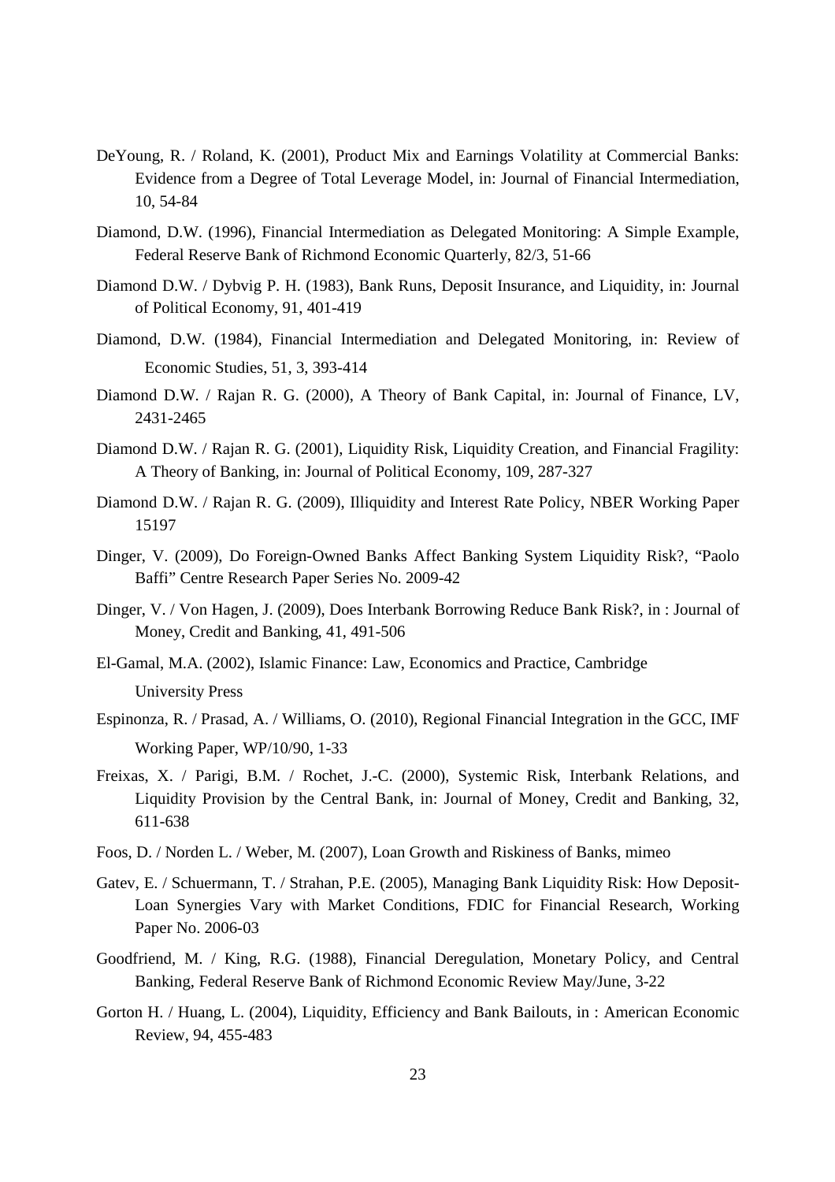DeYoung, R. / Roland, K. (2001), Product Mix and Earnings Volatility at Commercial Banks: Evidence from a Degree of Total Leverage Model, in: Journal of Financial Intermediation, 10, 54-84

Diamond, D.W. (1996), Financial Intermediation as Delegated Monitoring: A Simple Example, Federal Reserve Bank of Richmond Economic Quarterly, 82/3, 51-66

Diamond D.W. / Dybvig P. H. (1983), Bank Runs, Deposit Insurance, and Liquidity, in: Journal of Political Economy, 91, 401-419

Diamond, D.W. (1984), Financial Intermediation and Delegated Monitoring, in: Review of Economic Studies, 51, 3, 393-414

Diamond D.W. / Rajan R. G. (2000), A Theory of Bank Capital, in: Journal of Finance, LV, 2431-2465

Diamond D.W. / Rajan R. G. (2001), Liquidity Risk, Liquidity Creation, and Financial Fragility: A Theory of Banking, in: Journal of Political Economy, 109, 287-327

Diamond D.W. / Rajan R. G. (2009), Illiquidity and Interest Rate Policy, NBER Working Paper 15197

Dinger, V. (2009), Do Foreign-Owned Banks Affect Banking System Liquidity Risk?, "Paolo Baffi" Centre Research Paper Series No. 2009-42

Dinger, V. / Von Hagen, J. (2009), Does Interbank Borrowing Reduce Bank Risk?, in : Journal of Money, Credit and Banking, 41, 491-506

El-Gamal, M.A. (2002), Islamic Finance: Law, Economics and Practice, Cambridge University Press

Espinonza, R. / Prasad, A. / Williams, O. (2010), Regional Financial Integration in the GCC, IMF Working Paper, WP/10/90, 1-33

Freixas, X. / Parigi, B.M. / Rochet, J.-C. (2000), Systemic Risk, Interbank Relations, and Liquidity Provision by the Central Bank, in: Journal of Money, Credit and Banking, 32, 611-638

Foos, D. / Norden L. / Weber, M. (2007), Loan Growth and Riskiness of Banks, mimeo

Gatev, E. / Schuermann, T. / Strahan, P.E. (2005), Managing Bank Liquidity Risk: How Deposit-Loan Synergies Vary with Market Conditions, FDIC for Financial Research, Working Paper No. 2006-03

Goodfriend, M. / King, R.G. (1988), Financial Deregulation, Monetary Policy, and Central Banking, Federal Reserve Bank of Richmond Economic Review May/June, 3-22

Gorton H. / Huang, L. (2004), Liquidity, Efficiency and Bank Bailouts, in : American Economic Review, 94, 455-483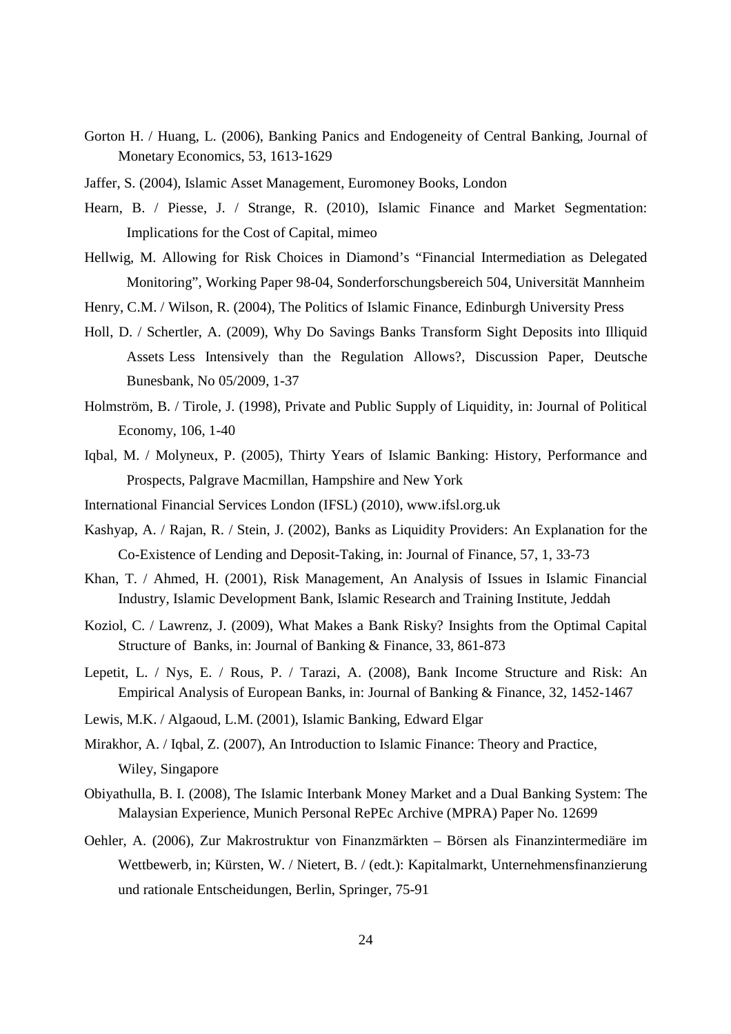Gorton H. / Huang, L. (2006), Banking Panics and Endogeneity of Central Banking, Journal of Monetary Economics, 53, 1613-1629

Jaffer, S. (2004), Islamic Asset Management, Euromoney Books, London

Hearn, B. / Piesse, J. / Strange, R. (2010), Islamic Finance and Market Segmentation: Implications for the Cost of Capital, mimeo

Hellwig, M. Allowing for Risk Choices in Diamond's "Financial Intermediation as Delegated Monitoring", Working Paper 98-04, Sonderforschungsbereich 504, Universität Mannheim

Henry, C.M. / Wilson, R. (2004), The Politics of Islamic Finance, Edinburgh University Press

Holl, D. / Schertler, A. (2009), Why Do Savings Banks Transform Sight Deposits into Illiquid Assets Less Intensively than the Regulation Allows?, Discussion Paper, Deutsche Bunesbank, No 05/2009, 1-37

Holmström, B. / Tirole, J. (1998), Private and Public Supply of Liquidity, in: Journal of Political Economy, 106, 1-40

Iqbal, M. / Molyneux, P. (2005), Thirty Years of Islamic Banking: History, Performance and Prospects, Palgrave Macmillan, Hampshire and New York

International Financial Services London (IFSL) (2010), www.ifsl.org.uk

Kashyap, A. / Rajan, R. / Stein, J. (2002), Banks as Liquidity Providers: An Explanation for the Co-Existence of Lending and Deposit-Taking, in: Journal of Finance, 57, 1, 33-73

Khan, T. / Ahmed, H. (2001), Risk Management, An Analysis of Issues in Islamic Financial Industry, Islamic Development Bank, Islamic Research and Training Institute, Jeddah

Koziol, C. / Lawrenz, J. (2009), What Makes a Bank Risky? Insights from the Optimal Capital Structure of Banks, in: Journal of Banking & Finance, 33, 861-873

Lepetit, L. / Nys, E. / Rous, P. / Tarazi, A. (2008), Bank Income Structure and Risk: An Empirical Analysis of European Banks, in: Journal of Banking & Finance, 32, 1452-1467

Lewis, M.K. / Algaoud, L.M. (2001), Islamic Banking, Edward Elgar

Mirakhor, A. / Iqbal, Z. (2007), An Introduction to Islamic Finance: Theory and Practice, Wiley, Singapore

Obiyathulla, B. I. (2008), The Islamic Interbank Money Market and a Dual Banking System: The Malaysian Experience, Munich Personal RePEc Archive (MPRA) Paper No. 12699

Oehler, A. (2006), Zur Makrostruktur von Finanzmärkten – Börsen als Finanzintermediäre im Wettbewerb, in; Kürsten, W. / Nietert, B. / (edt.): Kapitalmarkt, Unternehmensfinanzierung und rationale Entscheidungen, Berlin, Springer, 75-91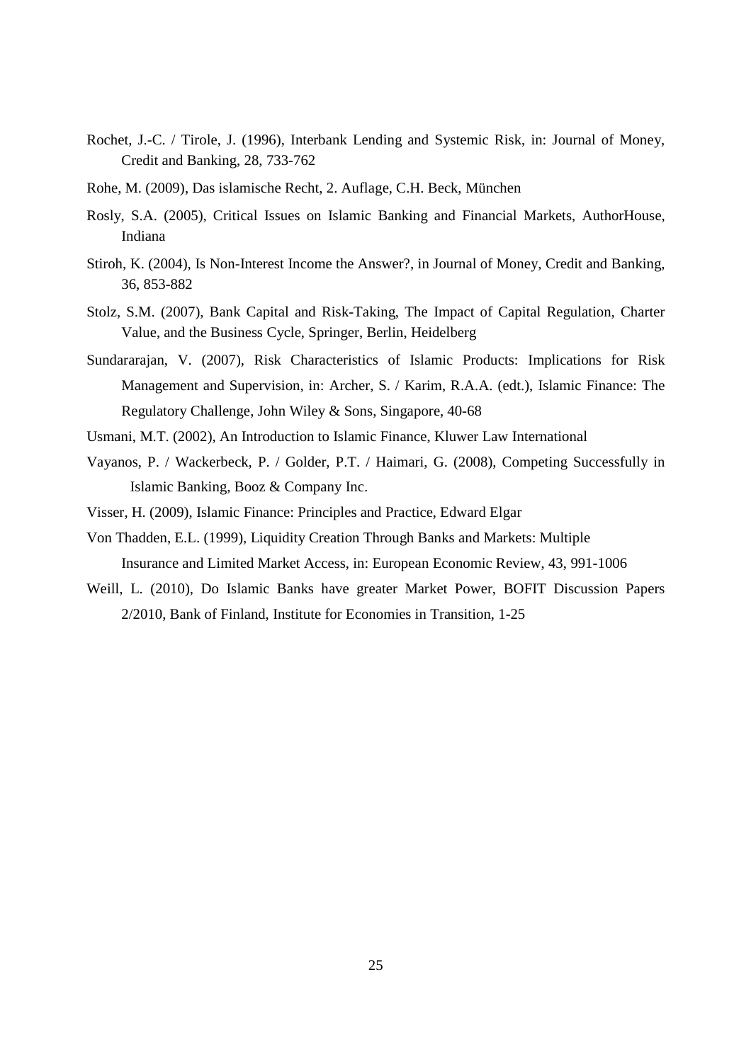Rochet, J.-C. / Tirole, J. (1996), Interbank Lending and Systemic Risk, in: Journal of Money, Credit and Banking, 28, 733-762

Rohe, M. (2009), Das islamische Recht, 2. Auflage, C.H. Beck, München

Rosly, S.A. (2005), Critical Issues on Islamic Banking and Financial Markets, AuthorHouse, Indiana

Stiroh, K. (2004), Is Non-Interest Income the Answer?, in Journal of Money, Credit and Banking, 36, 853-882

Stolz, S.M. (2007), Bank Capital and Risk-Taking, The Impact of Capital Regulation, Charter Value, and the Business Cycle, Springer, Berlin, Heidelberg

Sundararajan, V. (2007), Risk Characteristics of Islamic Products: Implications for Risk Management and Supervision, in: Archer, S. / Karim, R.A.A. (edt.), Islamic Finance: The Regulatory Challenge, John Wiley & Sons, Singapore, 40-68

Usmani, M.T. (2002), An Introduction to Islamic Finance, Kluwer Law International

Vayanos, P. / Wackerbeck, P. / Golder, P.T. / Haimari, G. (2008), Competing Successfully in Islamic Banking, Booz & Company Inc.

Visser, H. (2009), Islamic Finance: Principles and Practice, Edward Elgar

Von Thadden, E.L. (1999), Liquidity Creation Through Banks and Markets: Multiple Insurance and Limited Market Access, in: European Economic Review, 43, 991-1006

Weill, L. (2010), Do Islamic Banks have greater Market Power, BOFIT Discussion Papers 2/2010, Bank of Finland, Institute for Economies in Transition, 1-25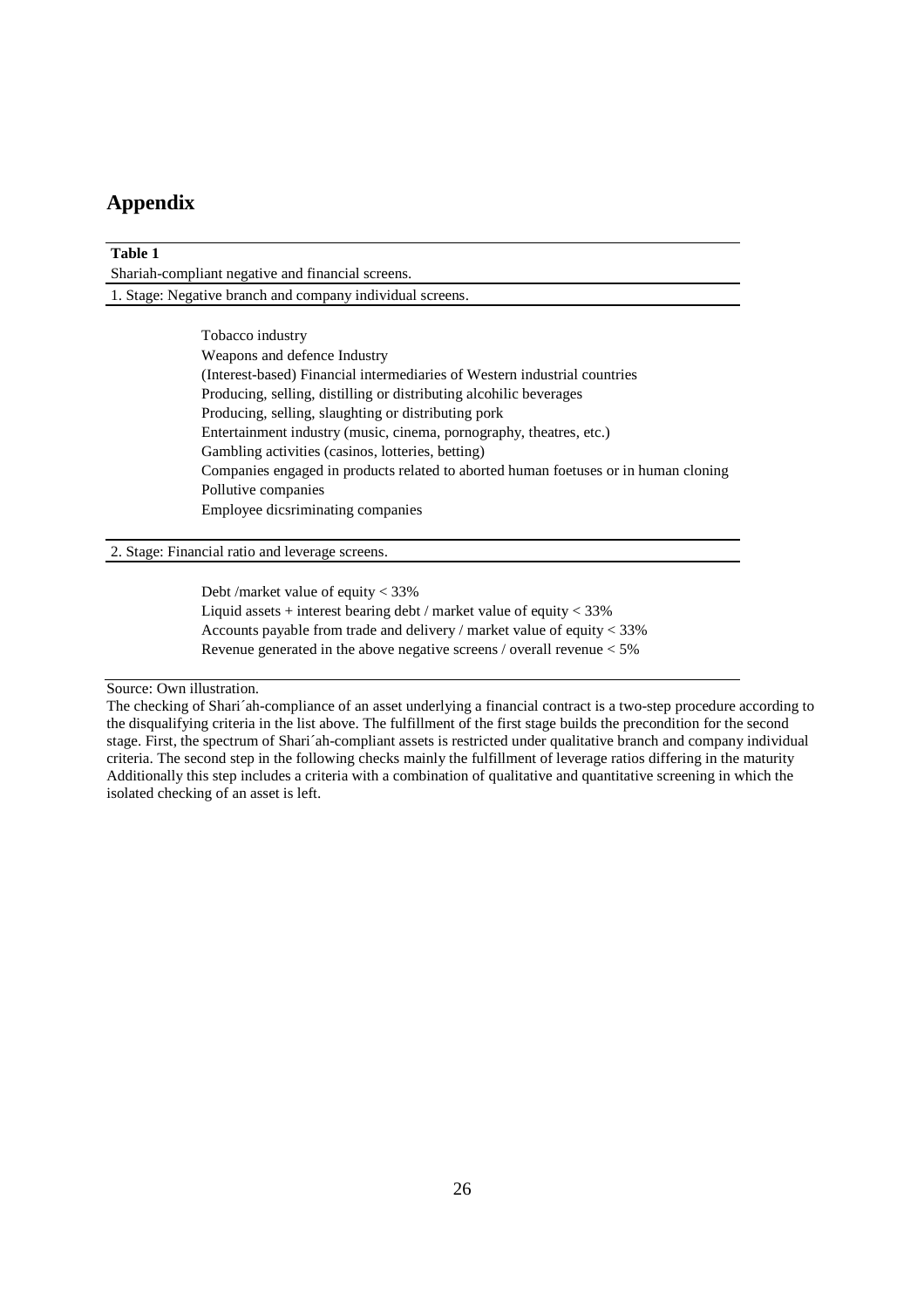## Appendix

**Table 1**

Shariah-compliant negative and financial screens.

| 1. Stage: Negative branch and company individual screens. |
| --- |
| Tobacco industry |
| Weapons and defence Industry |
| (Interest-based) Financial intermediaries of Western industrial countries |
| Producing, selling, distilling or distributing alcohilic beverages |
| Producing, selling, slaughting or distributing pork |
| Entertainment industry (music, cinema, pornography, theatres, etc.) |
| Gambling activities (casinos, lotteries, betting) |
| Companies engaged in products related to aborted human foetuses or in human cloning |
| Pollutive companies |
| Employee dicsriminating companies |
| **2. Stage: Financial ratio and leverage screens.** |
| Debt /market value of equity < 33% |
| Liquid assets + interest bearing debt / market value of equity < 33% |
| Accounts payable from trade and delivery / market value of equity < 33% |
| Revenue generated in the above negative screens / overall revenue < 5% |

Source: Own illustration.

The checking of Shari´ah-compliance of an asset underlying a financial contract is a two-step procedure according to the disqualifying criteria in the list above. The fulfillment of the first stage builds the precondition for the second stage. First, the spectrum of Shari´ah-compliant assets is restricted under qualitative branch and company individual criteria. The second step in the following checks mainly the fulfillment of leverage ratios differing in the maturity Additionally this step includes a criteria with a combination of qualitative and quantitative screening in which the isolated checking of an asset is left.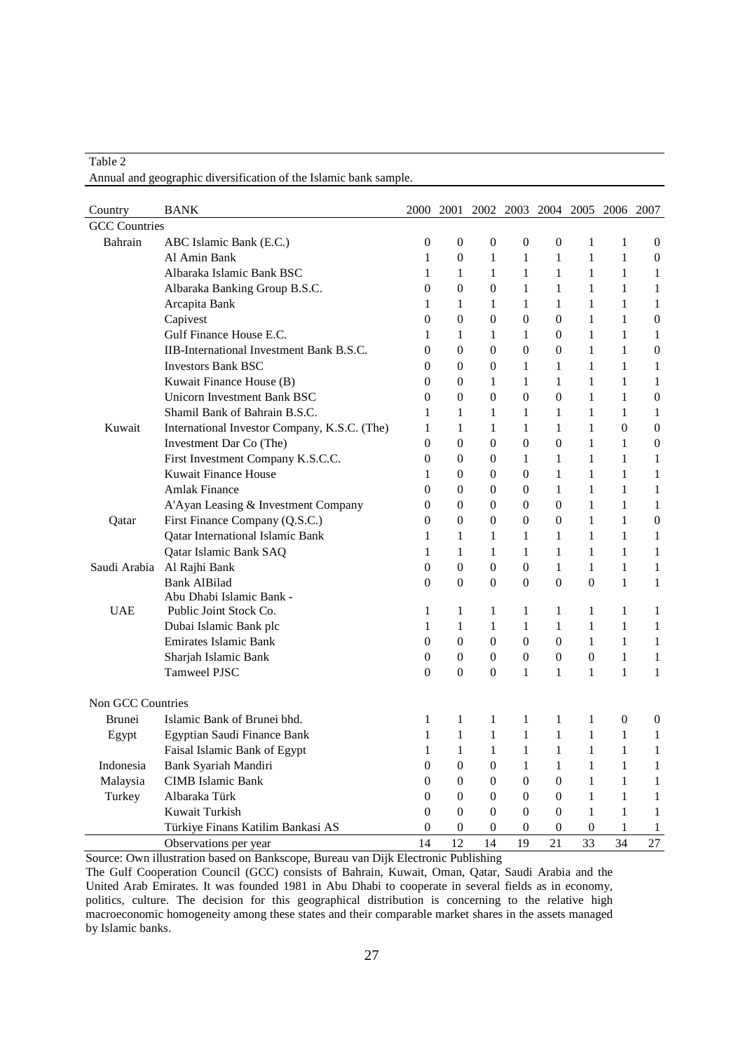Table 2

Annual and geographic diversification of the Islamic bank sample.

| Country | BANK | 2000 | 2001 | 2002 | 2003 | 2004 | 2005 | 2006 | 2007 |
|---|---|---|---|---|---|---|---|---|---|
| GCC Countries | | | | | | | | | |
| Bahrain | ABC Islamic Bank (E.C.) | 0 | 0 | 0 | 0 | 0 | 1 | 1 | 0 |
| | Al Amin Bank | 1 | 0 | 1 | 1 | 1 | 1 | 1 | 0 |
| | Albaraka Islamic Bank BSC | 1 | 1 | 1 | 1 | 1 | 1 | 1 | 1 |
| | Albaraka Banking Group B.S.C. | 0 | 0 | 0 | 1 | 1 | 1 | 1 | 1 |
| | Arcapita Bank | 1 | 1 | 1 | 1 | 1 | 1 | 1 | 1 |
| | Capivest | 0 | 0 | 0 | 0 | 0 | 1 | 1 | 0 |
| | Gulf Finance House E.C. | 1 | 1 | 1 | 1 | 0 | 1 | 1 | 1 |
| | IIB-International Investment Bank B.S.C. | 0 | 0 | 0 | 0 | 0 | 1 | 1 | 0 |
| | Investors Bank BSC | 0 | 0 | 0 | 1 | 1 | 1 | 1 | 1 |
| | Kuwait Finance House (B) | 0 | 0 | 1 | 1 | 1 | 1 | 1 | 1 |
| | Unicorn Investment Bank BSC | 0 | 0 | 0 | 0 | 0 | 1 | 1 | 0 |
| | Shamil Bank of Bahrain B.S.C. | 1 | 1 | 1 | 1 | 1 | 1 | 1 | 1 |
| Kuwait | International Investor Company, K.S.C. (The) | 1 | 1 | 1 | 1 | 1 | 1 | 0 | 0 |
| | Investment Dar Co (The) | 0 | 0 | 0 | 0 | 0 | 1 | 1 | 0 |
| | First Investment Company K.S.C.C. | 0 | 0 | 0 | 1 | 1 | 1 | 1 | 1 |
| | Kuwait Finance House | 1 | 0 | 0 | 0 | 1 | 1 | 1 | 1 |
| | Amlak Finance | 0 | 0 | 0 | 0 | 1 | 1 | 1 | 1 |
| | A'Ayan Leasing & Investment Company | 0 | 0 | 0 | 0 | 0 | 1 | 1 | 1 |
| Qatar | First Finance Company (Q.S.C.) | 0 | 0 | 0 | 0 | 0 | 1 | 1 | 0 |
| | Qatar International Islamic Bank | 1 | 1 | 1 | 1 | 1 | 1 | 1 | 1 |
| | Qatar Islamic Bank SAQ | 1 | 1 | 1 | 1 | 1 | 1 | 1 | 1 |
| Saudi Arabia | Al Rajhi Bank | 0 | 0 | 0 | 0 | 1 | 1 | 1 | 1 |
| | Bank AlBilad | 0 | 0 | 0 | 0 | 0 | 0 | 1 | 1 |
| UAE | Abu Dhabi Islamic Bank - Public Joint Stock Co. | 1 | 1 | 1 | 1 | 1 | 1 | 1 | 1 |
| | Dubai Islamic Bank plc | 1 | 1 | 1 | 1 | 1 | 1 | 1 | 1 |
| | Emirates Islamic Bank | 0 | 0 | 0 | 0 | 0 | 1 | 1 | 1 |
| | Sharjah Islamic Bank | 0 | 0 | 0 | 0 | 0 | 0 | 1 | 1 |
| | Tamweel PJSC | 0 | 0 | 0 | 1 | 1 | 1 | 1 | 1 |
| Non GCC Countries | | | | | | | | | |
| Brunei | Islamic Bank of Brunei bhd. | 1 | 1 | 1 | 1 | 1 | 1 | 0 | 0 |
| Egypt | Egyptian Saudi Finance Bank | 1 | 1 | 1 | 1 | 1 | 1 | 1 | 1 |
| | Faisal Islamic Bank of Egypt | 1 | 1 | 1 | 1 | 1 | 1 | 1 | 1 |
| Indonesia | Bank Syariah Mandiri | 0 | 0 | 0 | 1 | 1 | 1 | 1 | 1 |
| Malaysia | CIMB Islamic Bank | 0 | 0 | 0 | 0 | 0 | 1 | 1 | 1 |
| Turkey | Albaraka Türk | 0 | 0 | 0 | 0 | 0 | 1 | 1 | 1 |
| | Kuwait Turkish | 0 | 0 | 0 | 0 | 0 | 1 | 1 | 1 |
| | Türkiye Finans Katilim Bankasi AS | 0 | 0 | 0 | 0 | 0 | 0 | 1 | 1 |
| | Observations per year | 14 | 12 | 14 | 19 | 21 | 33 | 34 | 27 |

Source: Own illustration based on Bankscope, Bureau van Dijk Electronic Publishing

The Gulf Cooperation Council (GCC) consists of Bahrain, Kuwait, Oman, Qatar, Saudi Arabia and the United Arab Emirates. It was founded 1981 in Abu Dhabi to cooperate in several fields as in economy, politics, culture. The decision for this geographical distribution is concerning to the relative high macroeconomic homogeneity among these states and their comparable market shares in the assets managed by Islamic banks.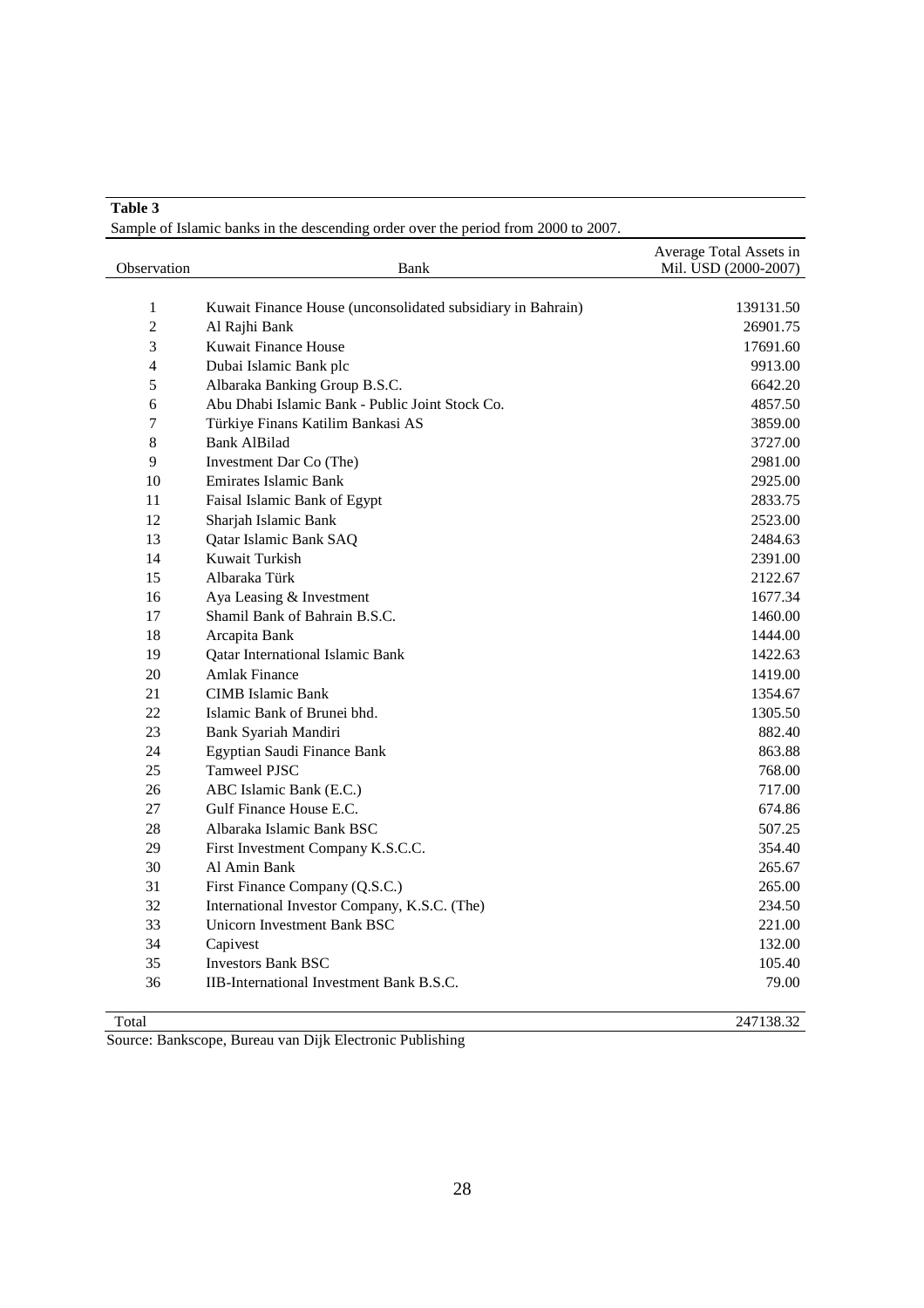**Table 3**

Sample of Islamic banks in the descending order over the period from 2000 to 2007.

| Observation | Bank | Average Total Assets in Mil. USD (2000-2007) |
|---|---|---|
| 1 | Kuwait Finance House (unconsolidated subsidiary in Bahrain) | 139131.50 |
| 2 | Al Rajhi Bank | 26901.75 |
| 3 | Kuwait Finance House | 17691.60 |
| 4 | Dubai Islamic Bank plc | 9913.00 |
| 5 | Albaraka Banking Group B.S.C. | 6642.20 |
| 6 | Abu Dhabi Islamic Bank - Public Joint Stock Co. | 4857.50 |
| 7 | Türkiye Finans Katilim Bankasi AS | 3859.00 |
| 8 | Bank AlBilad | 3727.00 |
| 9 | Investment Dar Co (The) | 2981.00 |
| 10 | Emirates Islamic Bank | 2925.00 |
| 11 | Faisal Islamic Bank of Egypt | 2833.75 |
| 12 | Sharjah Islamic Bank | 2523.00 |
| 13 | Qatar Islamic Bank SAQ | 2484.63 |
| 14 | Kuwait Turkish | 2391.00 |
| 15 | Albaraka Türk | 2122.67 |
| 16 | Aya Leasing & Investment | 1677.34 |
| 17 | Shamil Bank of Bahrain B.S.C. | 1460.00 |
| 18 | Arcapita Bank | 1444.00 |
| 19 | Qatar International Islamic Bank | 1422.63 |
| 20 | Amlak Finance | 1419.00 |
| 21 | CIMB Islamic Bank | 1354.67 |
| 22 | Islamic Bank of Brunei bhd. | 1305.50 |
| 23 | Bank Syariah Mandiri | 882.40 |
| 24 | Egyptian Saudi Finance Bank | 863.88 |
| 25 | Tamweel PJSC | 768.00 |
| 26 | ABC Islamic Bank (E.C.) | 717.00 |
| 27 | Gulf Finance House E.C. | 674.86 |
| 28 | Albaraka Islamic Bank BSC | 507.25 |
| 29 | First Investment Company K.S.C.C. | 354.40 |
| 30 | Al Amin Bank | 265.67 |
| 31 | First Finance Company (Q.S.C.) | 265.00 |
| 32 | International Investor Company, K.S.C. (The) | 234.50 |
| 33 | Unicorn Investment Bank BSC | 221.00 |
| 34 | Capivest | 132.00 |
| 35 | Investors Bank BSC | 105.40 |
| 36 | IIB-International Investment Bank B.S.C. | 79.00 |
| Total | | 247138.32 |

Source: Bankscope, Bureau van Dijk Electronic Publishing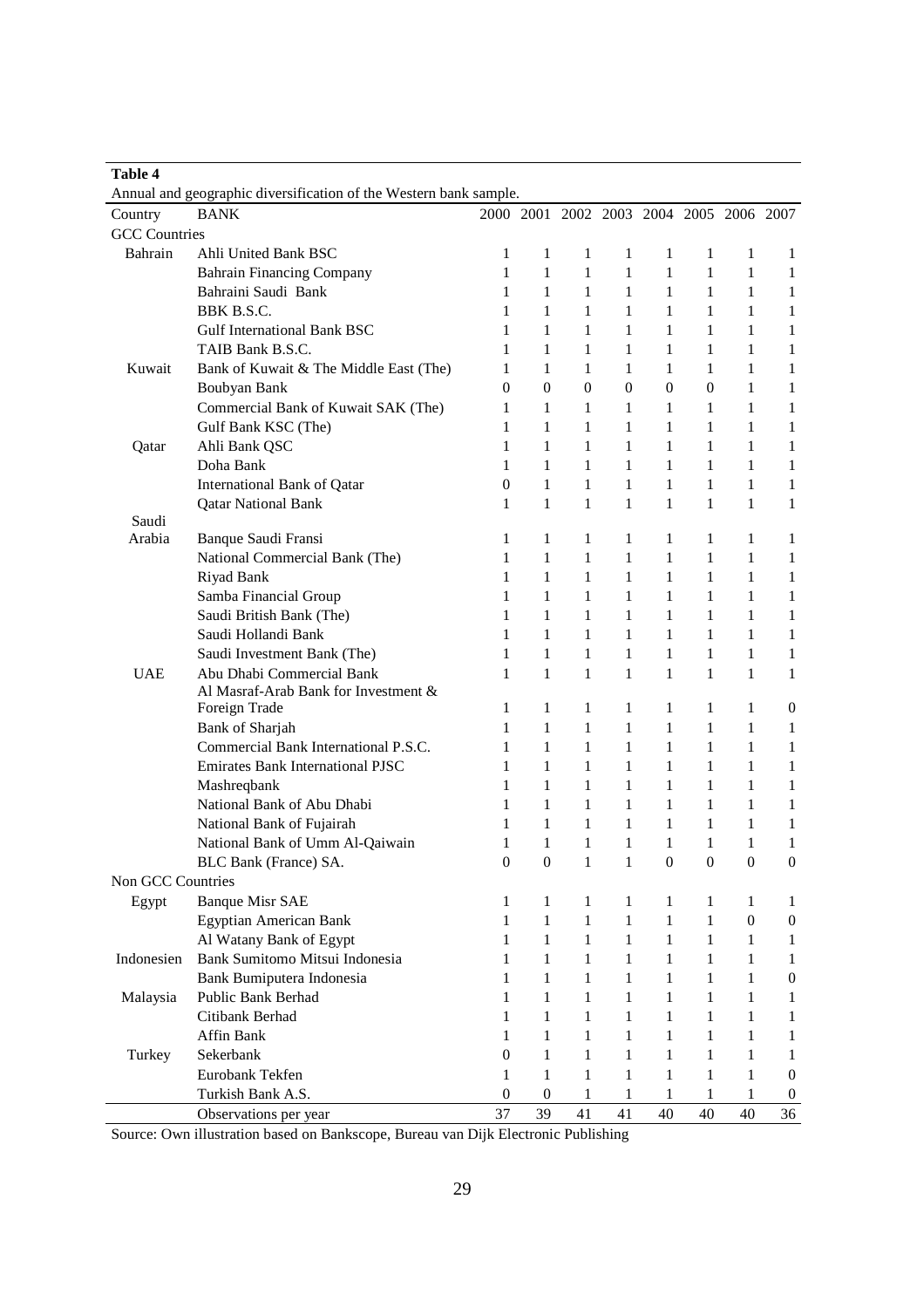**Table 4**

Annual and geographic diversification of the Western bank sample.

| Country | BANK | 2000 | 2001 | 2002 | 2003 | 2004 | 2005 | 2006 | 2007 |
|---|---|---|---|---|---|---|---|---|---|
| GCC Countries | | | | | | | | | |
| Bahrain | Ahli United Bank BSC | 1 | 1 | 1 | 1 | 1 | 1 | 1 | 1 |
| | Bahrain Financing Company | 1 | 1 | 1 | 1 | 1 | 1 | 1 | 1 |
| | Bahraini Saudi Bank | 1 | 1 | 1 | 1 | 1 | 1 | 1 | 1 |
| | BBK B.S.C. | 1 | 1 | 1 | 1 | 1 | 1 | 1 | 1 |
| | Gulf International Bank BSC | 1 | 1 | 1 | 1 | 1 | 1 | 1 | 1 |
| | TAIB Bank B.S.C. | 1 | 1 | 1 | 1 | 1 | 1 | 1 | 1 |
| Kuwait | Bank of Kuwait & The Middle East (The) | 1 | 1 | 1 | 1 | 1 | 1 | 1 | 1 |
| | Boubyan Bank | 0 | 0 | 0 | 0 | 0 | 0 | 1 | 1 |
| | Commercial Bank of Kuwait SAK (The) | 1 | 1 | 1 | 1 | 1 | 1 | 1 | 1 |
| | Gulf Bank KSC (The) | 1 | 1 | 1 | 1 | 1 | 1 | 1 | 1 |
| Qatar | Ahli Bank QSC | 1 | 1 | 1 | 1 | 1 | 1 | 1 | 1 |
| | Doha Bank | 1 | 1 | 1 | 1 | 1 | 1 | 1 | 1 |
| | International Bank of Qatar | 0 | 1 | 1 | 1 | 1 | 1 | 1 | 1 |
| | Qatar National Bank | 1 | 1 | 1 | 1 | 1 | 1 | 1 | 1 |
| Saudi Arabia | Banque Saudi Fransi | 1 | 1 | 1 | 1 | 1 | 1 | 1 | 1 |
| | National Commercial Bank (The) | 1 | 1 | 1 | 1 | 1 | 1 | 1 | 1 |
| | Riyad Bank | 1 | 1 | 1 | 1 | 1 | 1 | 1 | 1 |
| | Samba Financial Group | 1 | 1 | 1 | 1 | 1 | 1 | 1 | 1 |
| | Saudi British Bank (The) | 1 | 1 | 1 | 1 | 1 | 1 | 1 | 1 |
| | Saudi Hollandi Bank | 1 | 1 | 1 | 1 | 1 | 1 | 1 | 1 |
| | Saudi Investment Bank (The) | 1 | 1 | 1 | 1 | 1 | 1 | 1 | 1 |
| UAE | Abu Dhabi Commercial Bank | 1 | 1 | 1 | 1 | 1 | 1 | 1 | 1 |
| | Al Masraf-Arab Bank for Investment & Foreign Trade | 1 | 1 | 1 | 1 | 1 | 1 | 1 | 0 |
| | Bank of Sharjah | 1 | 1 | 1 | 1 | 1 | 1 | 1 | 1 |
| | Commercial Bank International P.S.C. | 1 | 1 | 1 | 1 | 1 | 1 | 1 | 1 |
| | Emirates Bank International PJSC | 1 | 1 | 1 | 1 | 1 | 1 | 1 | 1 |
| | Mashreqbank | 1 | 1 | 1 | 1 | 1 | 1 | 1 | 1 |
| | National Bank of Abu Dhabi | 1 | 1 | 1 | 1 | 1 | 1 | 1 | 1 |
| | National Bank of Fujairah | 1 | 1 | 1 | 1 | 1 | 1 | 1 | 1 |
| | National Bank of Umm Al-Qaiwain | 1 | 1 | 1 | 1 | 1 | 1 | 1 | 1 |
| | BLC Bank (France) SA. | 0 | 0 | 1 | 1 | 0 | 0 | 0 | 0 |
| Non GCC Countries | | | | | | | | | |
| Egypt | Banque Misr SAE | 1 | 1 | 1 | 1 | 1 | 1 | 1 | 1 |
| | Egyptian American Bank | 1 | 1 | 1 | 1 | 1 | 1 | 0 | 0 |
| | Al Watany Bank of Egypt | 1 | 1 | 1 | 1 | 1 | 1 | 1 | 1 |
| Indonesien | Bank Sumitomo Mitsui Indonesia | 1 | 1 | 1 | 1 | 1 | 1 | 1 | 1 |
| | Bank Bumiputera Indonesia | 1 | 1 | 1 | 1 | 1 | 1 | 1 | 0 |
| Malaysia | Public Bank Berhad | 1 | 1 | 1 | 1 | 1 | 1 | 1 | 1 |
| | Citibank Berhad | 1 | 1 | 1 | 1 | 1 | 1 | 1 | 1 |
| | Affin Bank | 1 | 1 | 1 | 1 | 1 | 1 | 1 | 1 |
| Turkey | Sekerbank | 0 | 1 | 1 | 1 | 1 | 1 | 1 | 1 |
| | Eurobank Tekfen | 1 | 1 | 1 | 1 | 1 | 1 | 1 | 0 |
| | Turkish Bank A.S. | 0 | 0 | 1 | 1 | 1 | 1 | 1 | 0 |
| | Observations per year | 37 | 39 | 41 | 41 | 40 | 40 | 40 | 36 |

Source: Own illustration based on Bankscope, Bureau van Dijk Electronic Publishing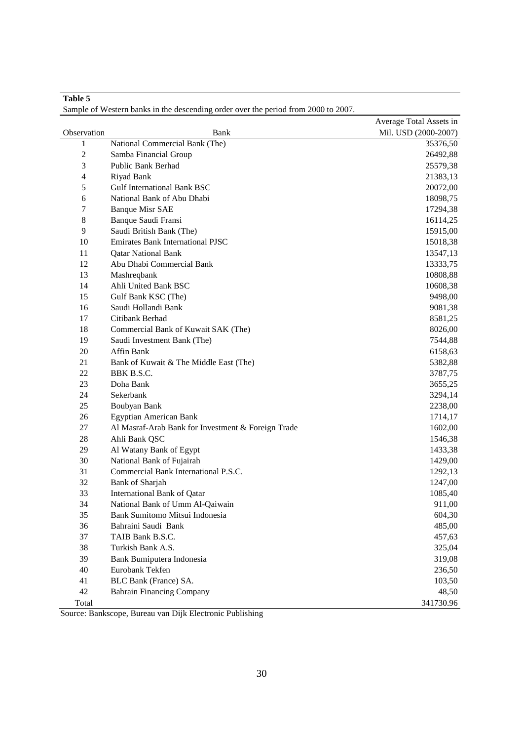**Table 5**

Sample of Western banks in the descending order over the period from 2000 to 2007.

| Observation | Bank | Average Total Assets in Mil. USD (2000-2007) |
|---|---|---|
| 1 | National Commercial Bank (The) | 35376,50 |
| 2 | Samba Financial Group | 26492,88 |
| 3 | Public Bank Berhad | 25579,38 |
| 4 | Riyad Bank | 21383,13 |
| 5 | Gulf International Bank BSC | 20072,00 |
| 6 | National Bank of Abu Dhabi | 18098,75 |
| 7 | Banque Misr SAE | 17294,38 |
| 8 | Banque Saudi Fransi | 16114,25 |
| 9 | Saudi British Bank (The) | 15915,00 |
| 10 | Emirates Bank International PJSC | 15018,38 |
| 11 | Qatar National Bank | 13547,13 |
| 12 | Abu Dhabi Commercial Bank | 13333,75 |
| 13 | Mashreqbank | 10808,88 |
| 14 | Ahli United Bank BSC | 10608,38 |
| 15 | Gulf Bank KSC (The) | 9498,00 |
| 16 | Saudi Hollandi Bank | 9081,38 |
| 17 | Citibank Berhad | 8581,25 |
| 18 | Commercial Bank of Kuwait SAK (The) | 8026,00 |
| 19 | Saudi Investment Bank (The) | 7544,88 |
| 20 | Affin Bank | 6158,63 |
| 21 | Bank of Kuwait & The Middle East (The) | 5382,88 |
| 22 | BBK B.S.C. | 3787,75 |
| 23 | Doha Bank | 3655,25 |
| 24 | Sekerbank | 3294,14 |
| 25 | Boubyan Bank | 2238,00 |
| 26 | Egyptian American Bank | 1714,17 |
| 27 | Al Masraf-Arab Bank for Investment & Foreign Trade | 1602,00 |
| 28 | Ahli Bank QSC | 1546,38 |
| 29 | Al Watany Bank of Egypt | 1433,38 |
| 30 | National Bank of Fujairah | 1429,00 |
| 31 | Commercial Bank International P.S.C. | 1292,13 |
| 32 | Bank of Sharjah | 1247,00 |
| 33 | International Bank of Qatar | 1085,40 |
| 34 | National Bank of Umm Al-Qaiwain | 911,00 |
| 35 | Bank Sumitomo Mitsui Indonesia | 604,30 |
| 36 | Bahraini Saudi Bank | 485,00 |
| 37 | TAIB Bank B.S.C. | 457,63 |
| 38 | Turkish Bank A.S. | 325,04 |
| 39 | Bank Bumiputera Indonesia | 319,08 |
| 40 | Eurobank Tekfen | 236,50 |
| 41 | BLC Bank (France) SA. | 103,50 |
| 42 | Bahrain Financing Company | 48,50 |
| Total | | 341730.96 |

Source: Bankscope, Bureau van Dijk Electronic Publishing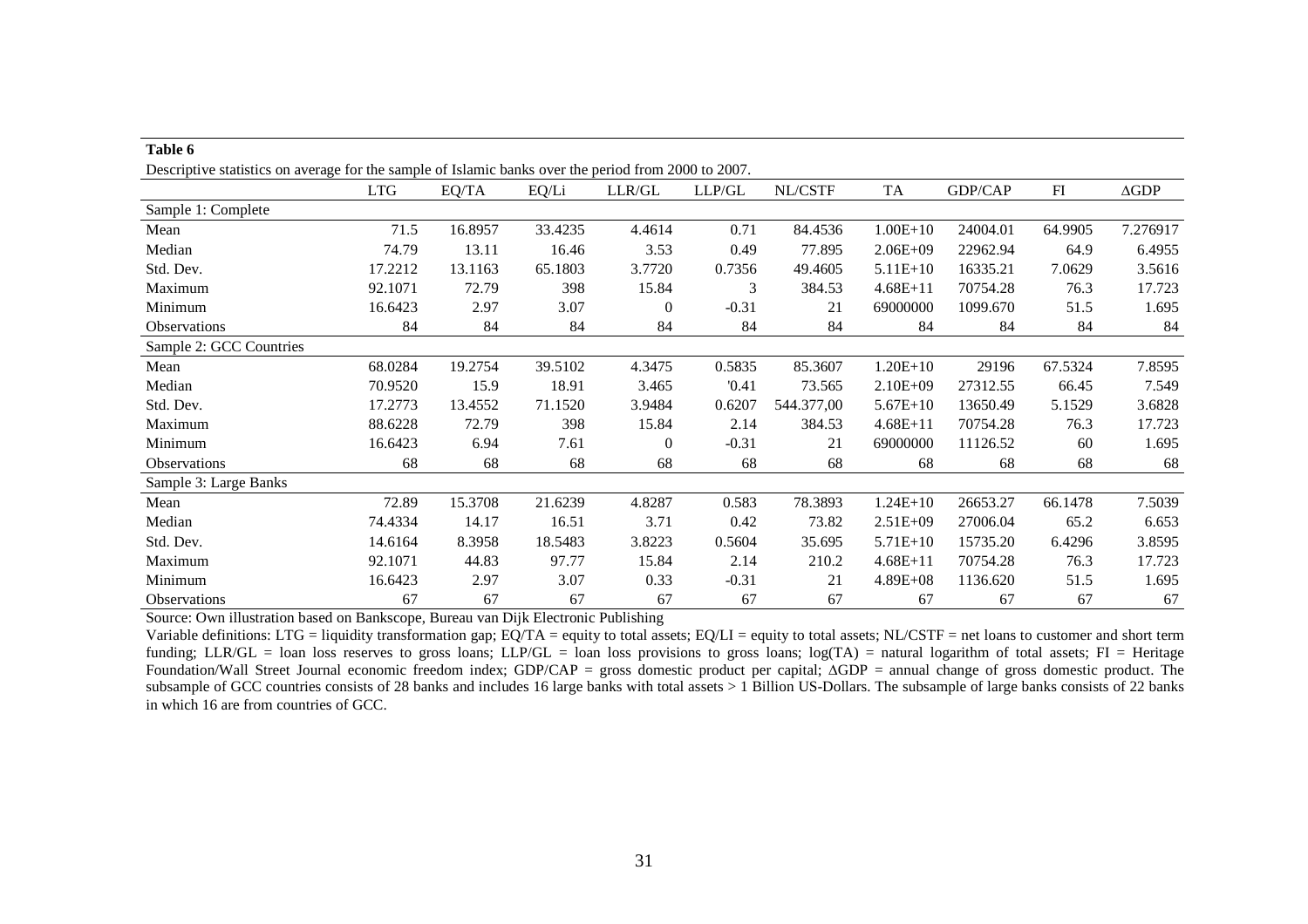**Table 6**

Descriptive statistics on average for the sample of Islamic banks over the period from 2000 to 2007.

| | LTG | EQ/TA | EQ/Li | LLR/GL | LLP/GL | NL/CSTF | TA | GDP/CAP | FI | ΔGDP |
|---|---|---|---|---|---|---|---|---|---|---|
| Sample 1: Complete | | | | | | | | | | |
| Mean | 71.5 | 16.8957 | 33.4235 | 4.4614 | 0.71 | 84.4536 | 1.00E+10 | 24004.01 | 64.9905 | 7.276917 |
| Median | 74.79 | 13.11 | 16.46 | 3.53 | 0.49 | 77.895 | 2.06E+09 | 22962.94 | 64.9 | 6.4955 |
| Std. Dev. | 17.2212 | 13.1163 | 65.1803 | 3.7720 | 0.7356 | 49.4605 | 5.11E+10 | 16335.21 | 7.0629 | 3.5616 |
| Maximum | 92.1071 | 72.79 | 398 | 15.84 | 3 | 384.53 | 4.68E+11 | 70754.28 | 76.3 | 17.723 |
| Minimum | 16.6423 | 2.97 | 3.07 | 0 | -0.31 | 21 | 69000000 | 1099.670 | 51.5 | 1.695 |
| Observations | 84 | 84 | 84 | 84 | 84 | 84 | 84 | 84 | 84 | 84 |
| Sample 2: GCC Countries | | | | | | | | | | |
| Mean | 68.0284 | 19.2754 | 39.5102 | 4.3475 | 0.5835 | 85.3607 | 1.20E+10 | 29196 | 67.5324 | 7.8595 |
| Median | 70.9520 | 15.9 | 18.91 | 3.465 | '0.41 | 73.565 | 2.10E+09 | 27312.55 | 66.45 | 7.549 |
| Std. Dev. | 17.2773 | 13.4552 | 71.1520 | 3.9484 | 0.6207 | 544.377,00 | 5.67E+10 | 13650.49 | 5.1529 | 3.6828 |
| Maximum | 88.6228 | 72.79 | 398 | 15.84 | 2.14 | 384.53 | 4.68E+11 | 70754.28 | 76.3 | 17.723 |
| Minimum | 16.6423 | 6.94 | 7.61 | 0 | -0.31 | 21 | 69000000 | 11126.52 | 60 | 1.695 |
| Observations | 68 | 68 | 68 | 68 | 68 | 68 | 68 | 68 | 68 | 68 |
| Sample 3: Large Banks | | | | | | | | | | |
| Mean | 72.89 | 15.3708 | 21.6239 | 4.8287 | 0.583 | 78.3893 | 1.24E+10 | 26653.27 | 66.1478 | 7.5039 |
| Median | 74.4334 | 14.17 | 16.51 | 3.71 | 0.42 | 73.82 | 2.51E+09 | 27006.04 | 65.2 | 6.653 |
| Std. Dev. | 14.6164 | 8.3958 | 18.5483 | 3.8223 | 0.5604 | 35.695 | 5.71E+10 | 15735.20 | 6.4296 | 3.8595 |
| Maximum | 92.1071 | 44.83 | 97.77 | 15.84 | 2.14 | 210.2 | 4.68E+11 | 70754.28 | 76.3 | 17.723 |
| Minimum | 16.6423 | 2.97 | 3.07 | 0.33 | -0.31 | 21 | 4.89E+08 | 1136.620 | 51.5 | 1.695 |
| Observations | 67 | 67 | 67 | 67 | 67 | 67 | 67 | 67 | 67 | 67 |

Source: Own illustration based on Bankscope, Bureau van Dijk Electronic Publishing

Variable definitions: LTG = liquidity transformation gap; EQ/TA = equity to total assets; EQ/LI = equity to total assets; NL/CSTF = net loans to customer and short term funding; LLR/GL = loan loss reserves to gross loans; LLP/GL = loan loss provisions to gross loans; log(TA) = natural logarithm of total assets; FI = Heritage Foundation/Wall Street Journal economic freedom index; GDP/CAP = gross domestic product per capital; ΔGDP = annual change of gross domestic product. The subsample of GCC countries consists of 28 banks and includes 16 large banks with total assets > 1 Billion US-Dollars. The subsample of large banks consists of 22 banks in which 16 are from countries of GCC.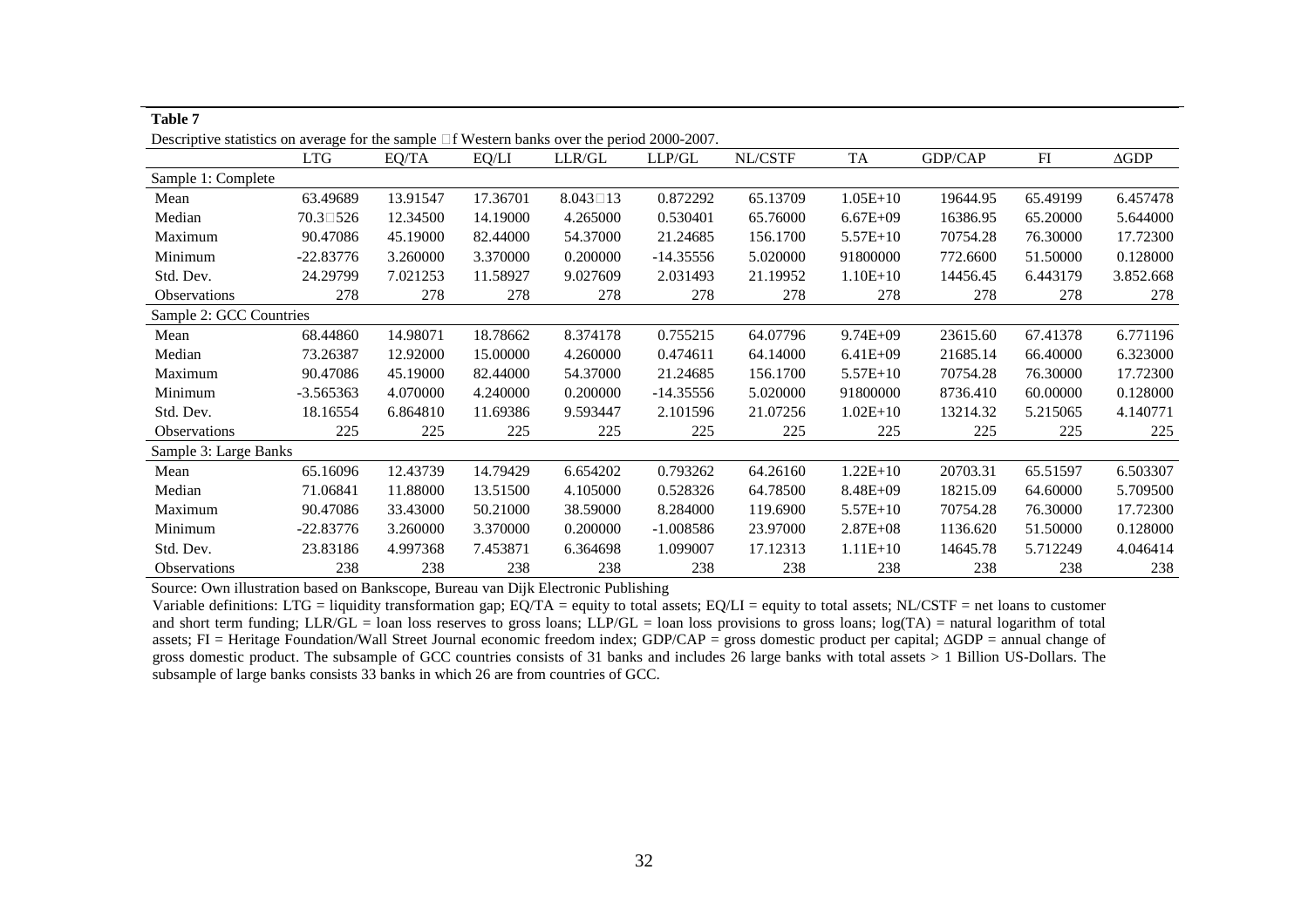**Table 7**

Descriptive statistics on average for the sample □f Western banks over the period 2000-2007.

| | LTG | EQ/TA | EQ/LI | LLR/GL | LLP/GL | NL/CSTF | TA | GDP/CAP | FI | ΔGDP |
|---|---|---|---|---|---|---|---|---|---|---|
| Sample 1: Complete | | | | | | | | | | |
| Mean | 63.49689 | 13.91547 | 17.36701 | 8.043□13 | 0.872292 | 65.13709 | 1.05E+10 | 19644.95 | 65.49199 | 6.457478 |
| Median | 70.3□526 | 12.34500 | 14.19000 | 4.265000 | 0.530401 | 65.76000 | 6.67E+09 | 16386.95 | 65.20000 | 5.644000 |
| Maximum | 90.47086 | 45.19000 | 82.44000 | 54.37000 | 21.24685 | 156.1700 | 5.57E+10 | 70754.28 | 76.30000 | 17.72300 |
| Minimum | -22.83776 | 3.260000 | 3.370000 | 0.200000 | -14.35556 | 5.020000 | 91800000 | 772.6600 | 51.50000 | 0.128000 |
| Std. Dev. | 24.29799 | 7.021253 | 11.58927 | 9.027609 | 2.031493 | 21.19952 | 1.10E+10 | 14456.45 | 6.443179 | 3.852.668 |
| Observations | 278 | 278 | 278 | 278 | 278 | 278 | 278 | 278 | 278 | 278 |
| Sample 2: GCC Countries | | | | | | | | | | |
| Mean | 68.44860 | 14.98071 | 18.78662 | 8.374178 | 0.755215 | 64.07796 | 9.74E+09 | 23615.60 | 67.41378 | 6.771196 |
| Median | 73.26387 | 12.92000 | 15.00000 | 4.260000 | 0.474611 | 64.14000 | 6.41E+09 | 21685.14 | 66.40000 | 6.323000 |
| Maximum | 90.47086 | 45.19000 | 82.44000 | 54.37000 | 21.24685 | 156.1700 | 5.57E+10 | 70754.28 | 76.30000 | 17.72300 |
| Minimum | -3.565363 | 4.070000 | 4.240000 | 0.200000 | -14.35556 | 5.020000 | 91800000 | 8736.410 | 60.00000 | 0.128000 |
| Std. Dev. | 18.16554 | 6.864810 | 11.69386 | 9.593447 | 2.101596 | 21.07256 | 1.02E+10 | 13214.32 | 5.215065 | 4.140771 |
| Observations | 225 | 225 | 225 | 225 | 225 | 225 | 225 | 225 | 225 | 225 |
| Sample 3: Large Banks | | | | | | | | | | |
| Mean | 65.16096 | 12.43739 | 14.79429 | 6.654202 | 0.793262 | 64.26160 | 1.22E+10 | 20703.31 | 65.51597 | 6.503307 |
| Median | 71.06841 | 11.88000 | 13.51500 | 4.105000 | 0.528326 | 64.78500 | 8.48E+09 | 18215.09 | 64.60000 | 5.709500 |
| Maximum | 90.47086 | 33.43000 | 50.21000 | 38.59000 | 8.284000 | 119.6900 | 5.57E+10 | 70754.28 | 76.30000 | 17.72300 |
| Minimum | -22.83776 | 3.260000 | 3.370000 | 0.200000 | -1.008586 | 23.97000 | 2.87E+08 | 1136.620 | 51.50000 | 0.128000 |
| Std. Dev. | 23.83186 | 4.997368 | 7.453871 | 6.364698 | 1.099007 | 17.12313 | 1.11E+10 | 14645.78 | 5.712249 | 4.046414 |
| Observations | 238 | 238 | 238 | 238 | 238 | 238 | 238 | 238 | 238 | 238 |

Source: Own illustration based on Bankscope, Bureau van Dijk Electronic Publishing

Variable definitions: LTG = liquidity transformation gap; EQ/TA = equity to total assets; EQ/LI = equity to total assets; NL/CSTF = net loans to customer and short term funding; LLR/GL = loan loss reserves to gross loans; LLP/GL = loan loss provisions to gross loans; log(TA) = natural logarithm of total assets; FI = Heritage Foundation/Wall Street Journal economic freedom index; GDP/CAP = gross domestic product per capital; ΔGDP = annual change of gross domestic product. The subsample of GCC countries consists of 31 banks and includes 26 large banks with total assets > 1 Billion US-Dollars. The subsample of large banks consists 33 banks in which 26 are from countries of GCC.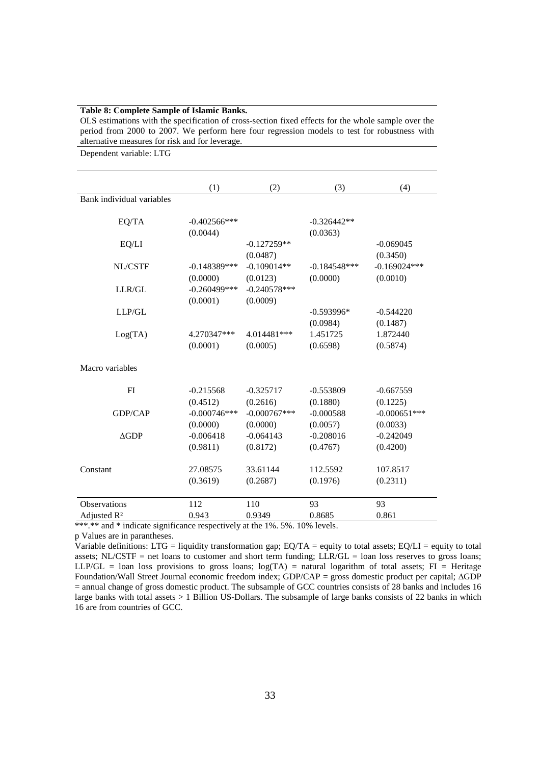**Table 8: Complete Sample of Islamic Banks.**

OLS estimations with the specification of cross-section fixed effects for the whole sample over the period from 2000 to 2007. We perform here four regression models to test for robustness with alternative measures for risk and for leverage.

Dependent variable: LTG

| | (1) | (2) | (3) | (4) |
|---|---|---|---|---|
| Bank individual variables | | | | |
| EQ/TA | -0.402566*** | | -0.326442** | |
| | (0.0044) | | (0.0363) | |
| EQ/LI | | -0.127259** | | -0.069045 |
| | | (0.0487) | | (0.3450) |
| NL/CSTF | -0.148389*** | -0.109014** | -0.184548*** | -0.169024*** |
| | (0.0000) | (0.0123) | (0.0000) | (0.0010) |
| LLR/GL | -0.260499*** | -0.240578*** | | |
| | (0.0001) | (0.0009) | | |
| LLP/GL | | | -0.593996* | -0.544220 |
| | | | (0.0984) | (0.1487) |
| Log(TA) | 4.270347*** | 4.014481*** | 1.451725 | 1.872440 |
| | (0.0001) | (0.0005) | (0.6598) | (0.5874) |
| Macro variables | | | | |
| FI | -0.215568 | -0.325717 | -0.553809 | -0.667559 |
| | (0.4512) | (0.2616) | (0.1880) | (0.1225) |
| GDP/CAP | -0.000746*** | -0.000767*** | -0.000588 | -0.000651*** |
| | (0.0000) | (0.0000) | (0.0057) | (0.0033) |
| ΔGDP | -0.006418 | -0.064143 | -0.208016 | -0.242049 |
| | (0.9811) | (0.8172) | (0.4767) | (0.4200) |
| Constant | 27.08575 | 33.61144 | 112.5592 | 107.8517 |
| | (0.3619) | (0.2687) | (0.1976) | (0.2311) |
| Observations | 112 | 110 | 93 | 93 |
| Adjusted $R^2$ | 0.943 | 0.9349 | 0.8685 | 0.861 |

***.** and * indicate significance respectively at the 1%. 5%. 10% levels.

p Values are in parantheses.

Variable definitions: LTG = liquidity transformation gap; EQ/TA = equity to total assets; EQ/LI = equity to total assets; NL/CSTF = net loans to customer and short term funding; LLR/GL = loan loss reserves to gross loans; LLP/GL = loan loss provisions to gross loans; log(TA) = natural logarithm of total assets; FI = Heritage Foundation/Wall Street Journal economic freedom index; GDP/CAP = gross domestic product per capital; ΔGDP = annual change of gross domestic product. The subsample of GCC countries consists of 28 banks and includes 16 large banks with total assets > 1 Billion US-Dollars. The subsample of large banks consists of 22 banks in which 16 are from countries of GCC.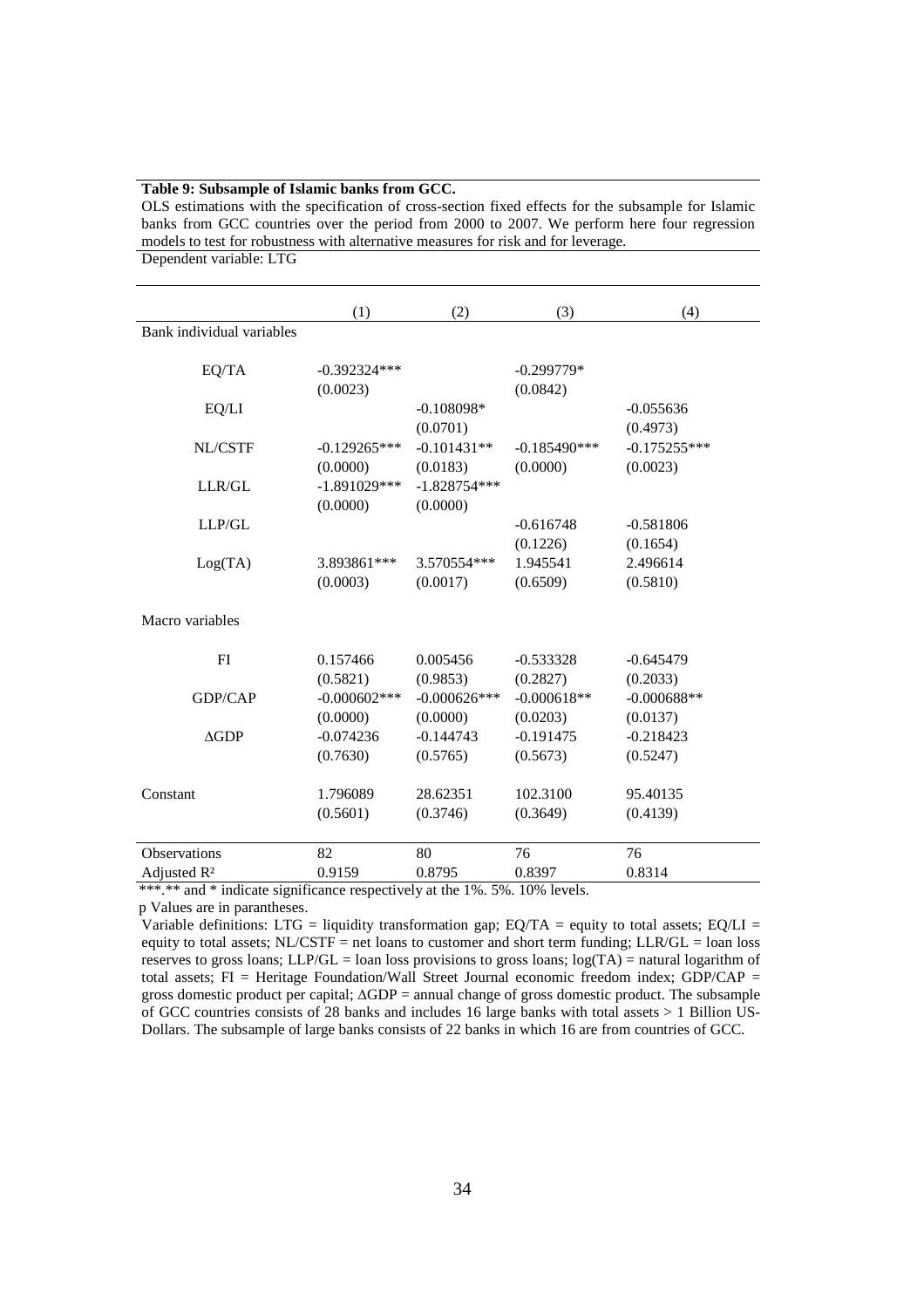**Table 9: Subsample of Islamic banks from GCC.**

OLS estimations with the specification of cross-section fixed effects for the subsample for Islamic banks from GCC countries over the period from 2000 to 2007. We perform here four regression models to test for robustness with alternative measures for risk and for leverage.

Dependent variable: LTG

| | (1) | (2) | (3) | (4) |
|---|---|---|---|---|
| Bank individual variables | | | | |
| EQ/TA | -0.392324*** | | -0.299779* | |
| | (0.0023) | | (0.0842) | |
| EQ/LI | | -0.108098* | | -0.055636 |
| | | (0.0701) | | (0.4973) |
| NL/CSTF | -0.129265*** | -0.101431** | -0.185490*** | -0.175255*** |
| | (0.0000) | (0.0183) | (0.0000) | (0.0023) |
| LLR/GL | -1.891029*** | -1.828754*** | | |
| | (0.0000) | (0.0000) | | |
| LLP/GL | | | -0.616748 | -0.581806 |
| | | | (0.1226) | (0.1654) |
| Log(TA) | 3.893861*** | 3.570554*** | 1.945541 | 2.496614 |
| | (0.0003) | (0.0017) | (0.6509) | (0.5810) |
| Macro variables | | | | |
| FI | 0.157466 | 0.005456 | -0.533328 | -0.645479 |
| | (0.5821) | (0.9853) | (0.2827) | (0.2033) |
| GDP/CAP | -0.000602*** | -0.000626*** | -0.000618** | -0.000688** |
| | (0.0000) | (0.0000) | (0.0203) | (0.0137) |
| ΔGDP | -0.074236 | -0.144743 | -0.191475 | -0.218423 |
| | (0.7630) | (0.5765) | (0.5673) | (0.5247) |
| Constant | 1.796089 | 28.62351 | 102.3100 | 95.40135 |
| | (0.5601) | (0.3746) | (0.3649) | (0.4139) |
| Observations | 82 | 80 | 76 | 76 |
| Adjusted $R^2$ | 0.9159 | 0.8795 | 0.8397 | 0.8314 |

***.** and * indicate significance respectively at the 1%. 5%. 10% levels.

p Values are in parantheses.

Variable definitions: LTG = liquidity transformation gap; EQ/TA = equity to total assets; EQ/LI = equity to total assets; NL/CSTF = net loans to customer and short term funding; LLR/GL = loan loss reserves to gross loans; LLP/GL = loan loss provisions to gross loans; log(TA) = natural logarithm of total assets; FI = Heritage Foundation/Wall Street Journal economic freedom index; GDP/CAP = gross domestic product per capital; ΔGDP = annual change of gross domestic product. The subsample of GCC countries consists of 28 banks and includes 16 large banks with total assets > 1 Billion US-Dollars. The subsample of large banks consists of 22 banks in which 16 are from countries of GCC.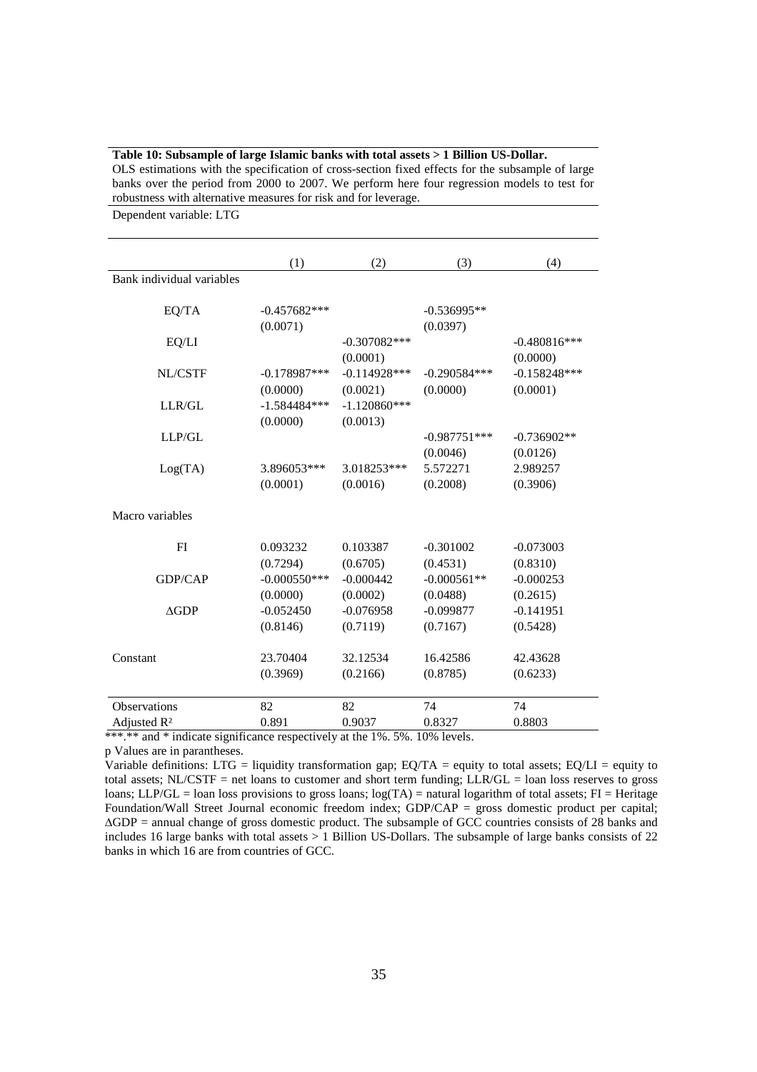**Table 10: Subsample of large Islamic banks with total assets > 1 Billion US-Dollar.**

OLS estimations with the specification of cross-section fixed effects for the subsample of large banks over the period from 2000 to 2007. We perform here four regression models to test for robustness with alternative measures for risk and for leverage.

Dependent variable: LTG

| | (1) | (2) | (3) | (4) |
|---|---|---|---|---|
| Bank individual variables | | | | |
| EQ/TA | -0.457682*** | | -0.536995** | |
| | (0.0071) | | (0.0397) | |
| EQ/LI | | -0.307082*** | | -0.480816*** |
| | | (0.0001) | | (0.0000) |
| NL/CSTF | -0.178987*** | -0.114928*** | -0.290584*** | -0.158248*** |
| | (0.0000) | (0.0021) | (0.0000) | (0.0001) |
| LLR/GL | -1.584484*** | -1.120860*** | | |
| | (0.0000) | (0.0013) | | |
| LLP/GL | | | -0.987751*** | -0.736902** |
| | | | (0.0046) | (0.0126) |
| Log(TA) | 3.896053*** | 3.018253*** | 5.572271 | 2.989257 |
| | (0.0001) | (0.0016) | (0.2008) | (0.3906) |
| Macro variables | | | | |
| FI | 0.093232 | 0.103387 | -0.301002 | -0.073003 |
| | (0.7294) | (0.6705) | (0.4531) | (0.8310) |
| GDP/CAP | -0.000550*** | -0.000442 | -0.000561** | -0.000253 |
| | (0.0000) | (0.0002) | (0.0488) | (0.2615) |
| $\Delta$GDP | -0.052450 | -0.076958 | -0.099877 | -0.141951 |
| | (0.8146) | (0.7119) | (0.7167) | (0.5428) |
| Constant | 23.70404 | 32.12534 | 16.42586 | 42.43628 |
| | (0.3969) | (0.2166) | (0.8785) | (0.6233) |
| Observations | 82 | 82 | 74 | 74 |
| Adjusted $R^2$ | 0.891 | 0.9037 | 0.8327 | 0.8803 |

***.** and * indicate significance respectively at the 1%. 5%. 10% levels.

p Values are in parantheses.

Variable definitions: LTG = liquidity transformation gap; EQ/TA = equity to total assets; EQ/LI = equity to total assets; NL/CSTF = net loans to customer and short term funding; LLR/GL = loan loss reserves to gross loans; LLP/GL = loan loss provisions to gross loans; log(TA) = natural logarithm of total assets; FI = Heritage Foundation/Wall Street Journal economic freedom index; GDP/CAP = gross domestic product per capital; $\Delta$GDP = annual change of gross domestic product. The subsample of GCC countries consists of 28 banks and includes 16 large banks with total assets > 1 Billion US-Dollars. The subsample of large banks consists of 22 banks in which 16 are from countries of GCC.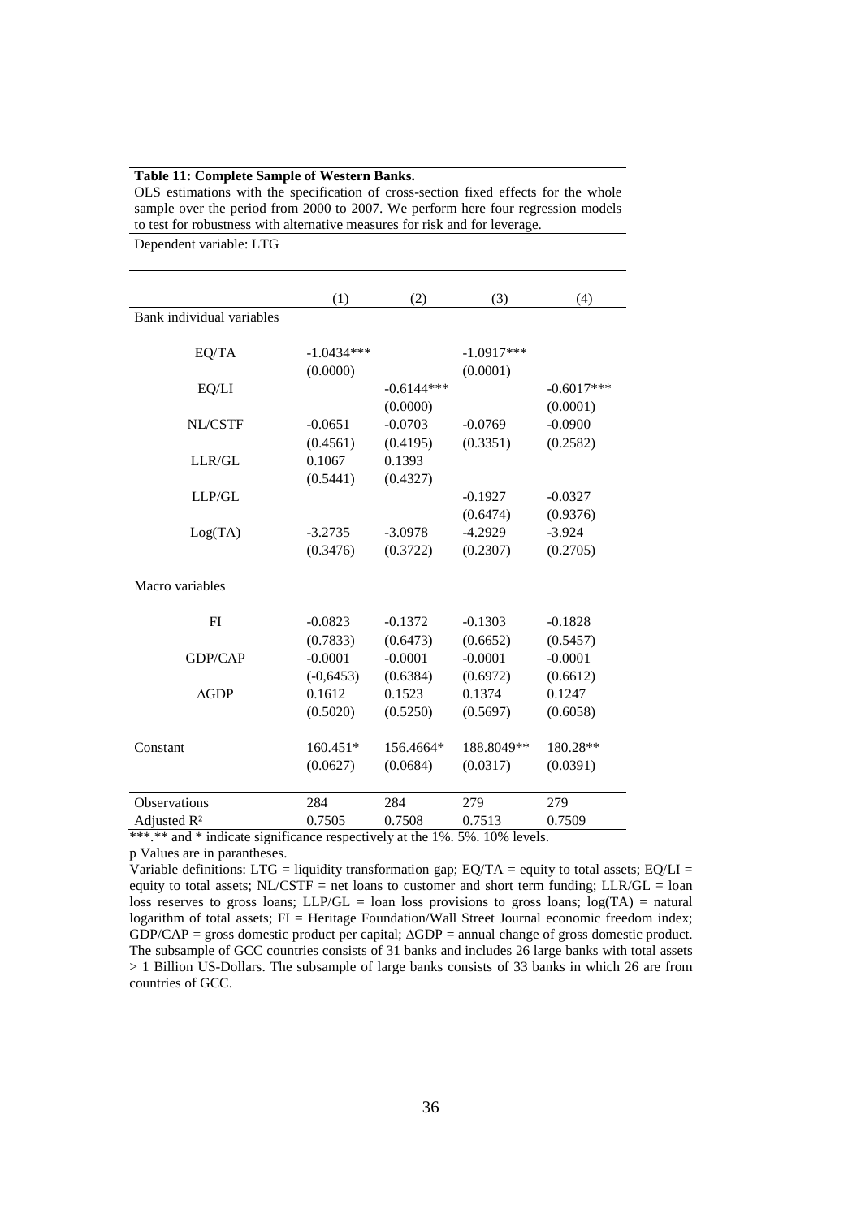**Table 11: Complete Sample of Western Banks.**

OLS estimations with the specification of cross-section fixed effects for the whole sample over the period from 2000 to 2007. We perform here four regression models to test for robustness with alternative measures for risk and for leverage.

Dependent variable: LTG

| | (1) | (2) | (3) | (4) |
|---|---|---|---|---|
| Bank individual variables | | | | |
| EQ/TA | -1.0434*** | | -1.0917*** | |
| | (0.0000) | | (0.0001) | |
| EQ/LI | | -0.6144*** | | -0.6017*** |
| | | (0.0000) | | (0.0001) |
| NL/CSTF | -0.0651 | -0.0703 | -0.0769 | -0.0900 |
| | (0.4561) | (0.4195) | (0.3351) | (0.2582) |
| LLR/GL | 0.1067 | 0.1393 | | |
| | (0.5441) | (0.4327) | | |
| LLP/GL | | | -0.1927 | -0.0327 |
| | | | (0.6474) | (0.9376) |
| Log(TA) | -3.2735 | -3.0978 | -4.2929 | -3.924 |
| | (0.3476) | (0.3722) | (0.2307) | (0.2705) |
| Macro variables | | | | |
| FI | -0.0823 | -0.1372 | -0.1303 | -0.1828 |
| | (0.7833) | (0.6473) | (0.6652) | (0.5457) |
| GDP/CAP | -0.0001 | -0.0001 | -0.0001 | -0.0001 |
| | (-0,6453) | (0.6384) | (0.6972) | (0.6612) |
| ΔGDP | 0.1612 | 0.1523 | 0.1374 | 0.1247 |
| | (0.5020) | (0.5250) | (0.5697) | (0.6058) |
| Constant | 160.451* | 156.4664* | 188.8049** | 180.28** |
| | (0.0627) | (0.0684) | (0.0317) | (0.0391) |
| Observations | 284 | 284 | 279 | 279 |
| Adjusted $R^2$ | 0.7505 | 0.7508 | 0.7513 | 0.7509 |

***.** and * indicate significance respectively at the 1%. 5%. 10% levels.

p Values are in parantheses.

Variable definitions: LTG = liquidity transformation gap; EQ/TA = equity to total assets; EQ/LI = equity to total assets; NL/CSTF = net loans to customer and short term funding; LLR/GL = loan loss reserves to gross loans; LLP/GL = loan loss provisions to gross loans; log(TA) = natural logarithm of total assets; FI = Heritage Foundation/Wall Street Journal economic freedom index; GDP/CAP = gross domestic product per capital; ΔGDP = annual change of gross domestic product. The subsample of GCC countries consists of 31 banks and includes 26 large banks with total assets > 1 Billion US-Dollars. The subsample of large banks consists of 33 banks in which 26 are from countries of GCC.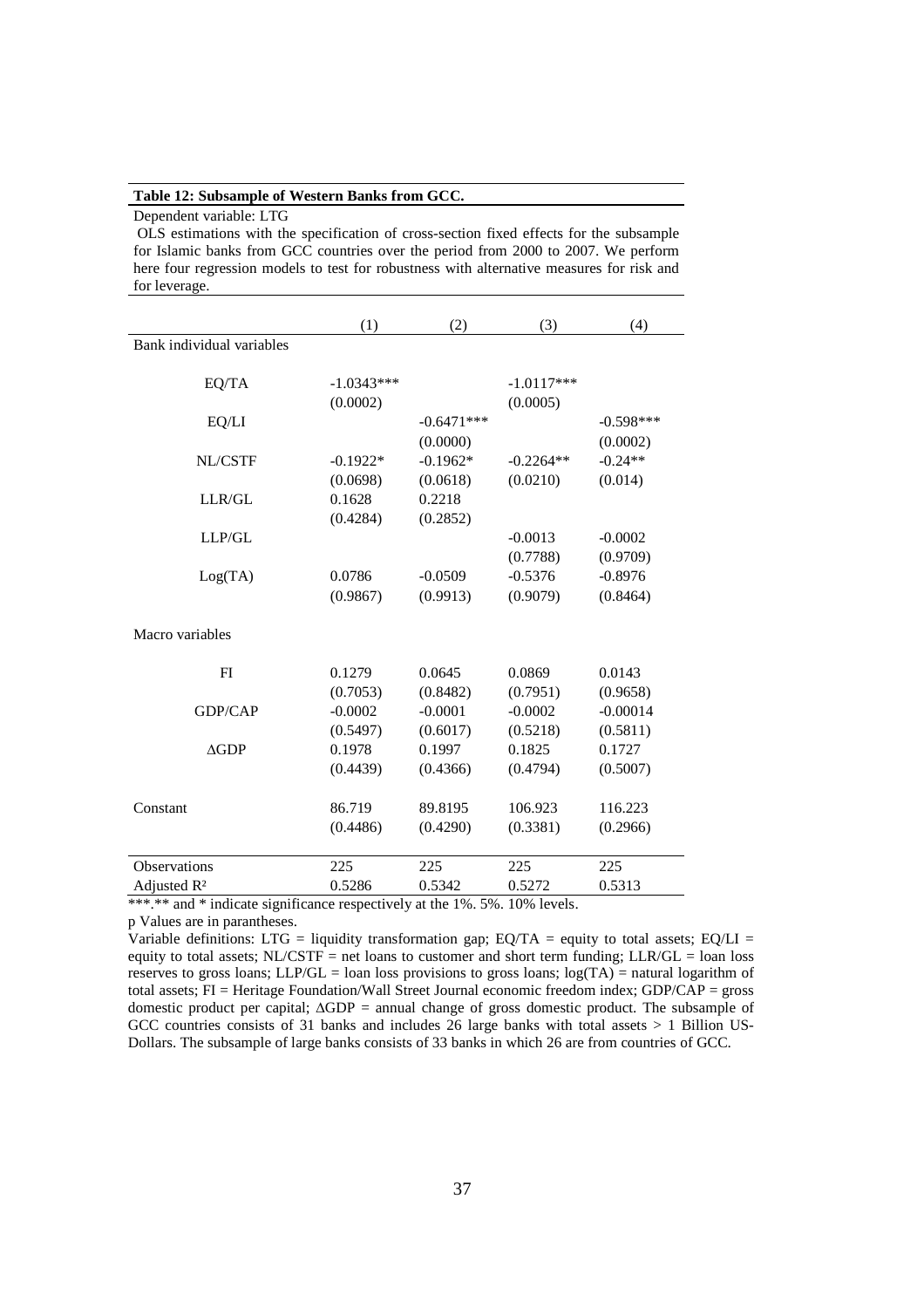**Table 12: Subsample of Western Banks from GCC.**

Dependent variable: LTG

OLS estimations with the specification of cross-section fixed effects for the subsample for Islamic banks from GCC countries over the period from 2000 to 2007. We perform here four regression models to test for robustness with alternative measures for risk and for leverage.

| | (1) | (2) | (3) | (4) |
|---|---|---|---|---|
| Bank individual variables | | | | |
| EQ/TA | -1.0343*** | | -1.0117*** | |
| | (0.0002) | | (0.0005) | |
| EQ/LI | | -0.6471*** | | -0.598*** |
| | | (0.0000) | | (0.0002) |
| NL/CSTF | -0.1922* | -0.1962* | -0.2264** | -0.24** |
| | (0.0698) | (0.0618) | (0.0210) | (0.014) |
| LLR/GL | 0.1628 | 0.2218 | | |
| | (0.4284) | (0.2852) | | |
| LLP/GL | | | -0.0013 | -0.0002 |
| | | | (0.7788) | (0.9709) |
| Log(TA) | 0.0786 | -0.0509 | -0.5376 | -0.8976 |
| | (0.9867) | (0.9913) | (0.9079) | (0.8464) |
| Macro variables | | | | |
| FI | 0.1279 | 0.0645 | 0.0869 | 0.0143 |
| | (0.7053) | (0.8482) | (0.7951) | (0.9658) |
| GDP/CAP | -0.0002 | -0.0001 | -0.0002 | -0.00014 |
| | (0.5497) | (0.6017) | (0.5218) | (0.5811) |
| ΔGDP | 0.1978 | 0.1997 | 0.1825 | 0.1727 |
| | (0.4439) | (0.4366) | (0.4794) | (0.5007) |
| Constant | 86.719 | 89.8195 | 106.923 | 116.223 |
| | (0.4486) | (0.4290) | (0.3381) | (0.2966) |
| Observations | 225 | 225 | 225 | 225 |
| Adjusted $R^2$ | 0.5286 | 0.5342 | 0.5272 | 0.5313 |

***.** and * indicate significance respectively at the 1%. 5%. 10% levels.

p Values are in parantheses.

Variable definitions: LTG = liquidity transformation gap; EQ/TA = equity to total assets; EQ/LI = equity to total assets; NL/CSTF = net loans to customer and short term funding; LLR/GL = loan loss reserves to gross loans; LLP/GL = loan loss provisions to gross loans; log(TA) = natural logarithm of total assets; FI = Heritage Foundation/Wall Street Journal economic freedom index; GDP/CAP = gross domestic product per capital; ΔGDP = annual change of gross domestic product. The subsample of GCC countries consists of 31 banks and includes 26 large banks with total assets > 1 Billion US-Dollars. The subsample of large banks consists of 33 banks in which 26 are from countries of GCC.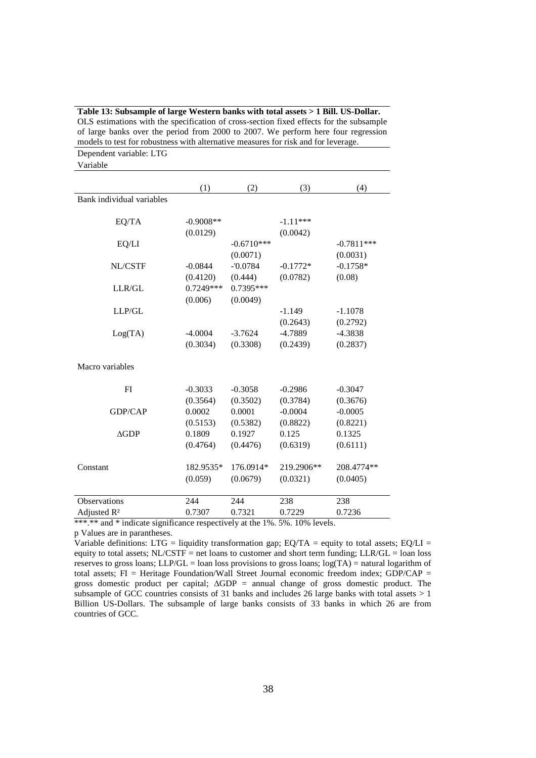**Table 13: Subsample of large Western banks with total assets > 1 Bill. US-Dollar.**
OLS estimations with the specification of cross-section fixed effects for the subsample of large banks over the period from 2000 to 2007. We perform here four regression models to test for robustness with alternative measures for risk and for leverage.

Dependent variable: LTG

| Variable | (1) | (2) | (3) | (4) |
|---|---|---|---|---|
| Bank individual variables | | | | |
| EQ/TA | -0.9008** | | -1.11*** | |
| | (0.0129) | | (0.0042) | |
| EQ/LI | | -0.6710*** | | -0.7811*** |
| | | (0.0071) | | (0.0031) |
| NL/CSTF | -0.0844 | -'0.0784 | -0.1772* | -0.1758* |
| | (0.4120) | (0.444) | (0.0782) | (0.08) |
| LLR/GL | 0.7249*** | 0.7395*** | | |
| | (0.006) | (0.0049) | | |
| LLP/GL | | | -1.149 | -1.1078 |
| | | | (0.2643) | (0.2792) |
| Log(TA) | -4.0004 | -3.7624 | -4.7889 | -4.3838 |
| | (0.3034) | (0.3308) | (0.2439) | (0.2837) |
| Macro variables | | | | |
| FI | -0.3033 | -0.3058 | -0.2986 | -0.3047 |
| | (0.3564) | (0.3502) | (0.3784) | (0.3676) |
| GDP/CAP | 0.0002 | 0.0001 | -0.0004 | -0.0005 |
| | (0.5153) | (0.5382) | (0.8822) | (0.8221) |
| ΔGDP | 0.1809 | 0.1927 | 0.125 | 0.1325 |
| | (0.4764) | (0.4476) | (0.6319) | (0.6111) |
| Constant | 182.9535* | 176.0914* | 219.2906** | 208.4774** |
| | (0.059) | (0.0679) | (0.0321) | (0.0405) |
| Observations | 244 | 244 | 238 | 238 |
| Adjusted $R^2$ | 0.7307 | 0.7321 | 0.7229 | 0.7236 |

***.** and * indicate significance respectively at the 1%. 5%. 10% levels.

p Values are in parantheses.

Variable definitions: LTG = liquidity transformation gap; EQ/TA = equity to total assets; EQ/LI = equity to total assets; NL/CSTF = net loans to customer and short term funding; LLR/GL = loan loss reserves to gross loans; LLP/GL = loan loss provisions to gross loans; log(TA) = natural logarithm of total assets; FI = Heritage Foundation/Wall Street Journal economic freedom index; GDP/CAP = gross domestic product per capital; ΔGDP = annual change of gross domestic product. The subsample of GCC countries consists of 31 banks and includes 26 large banks with total assets > 1 Billion US-Dollars. The subsample of large banks consists of 33 banks in which 26 are from countries of GCC.